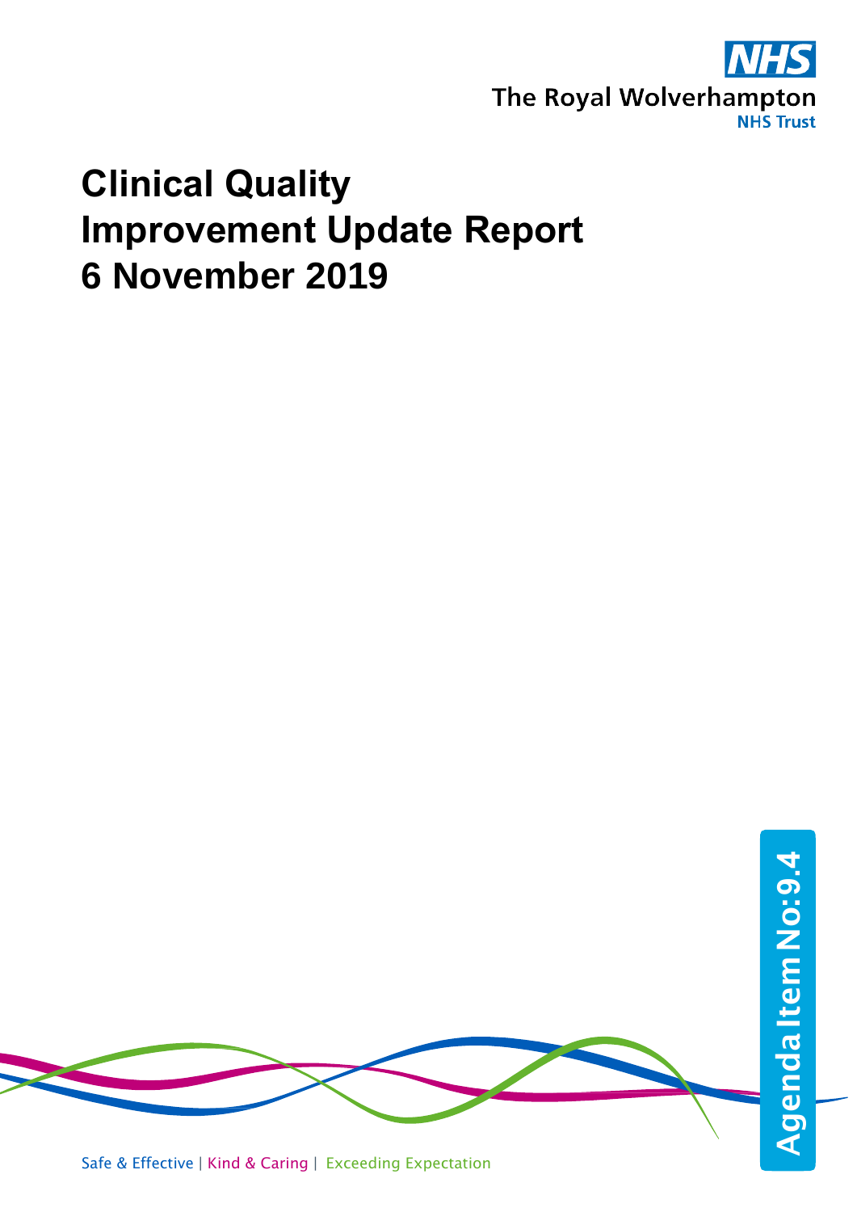NHS

The Royal Wolverhampton NHS Trust

# Clinical Quality Improvement Update Report 6 November 2019

Agenda Item No:9.4

Safe & Effective | Kind & Caring | Exceeding Expectation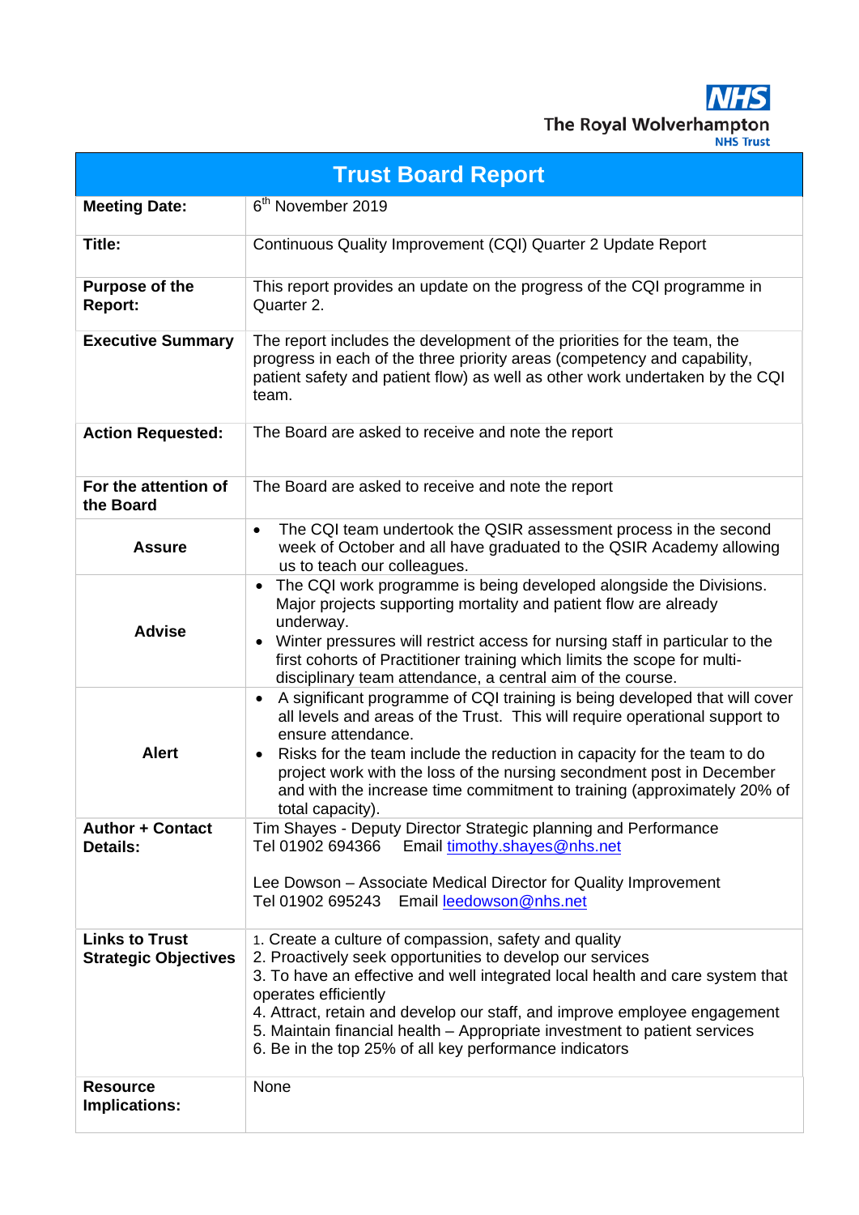The Royal Wolverhampton NHS Trust

# Trust Board Report

| | |
|---|---|
| **Meeting Date:** | 6th November 2019 |
| **Title:** | Continuous Quality Improvement (CQI) Quarter 2 Update Report |
| **Purpose of the Report:** | This report provides an update on the progress of the CQI programme in Quarter 2. |
| **Executive Summary** | The report includes the development of the priorities for the team, the progress in each of the three priority areas (competency and capability, patient safety and patient flow) as well as other work undertaken by the CQI team. |
| **Action Requested:** | The Board are asked to receive and note the report |
| **For the attention of the Board** | The Board are asked to receive and note the report |
| **Assure** | • The CQI team undertook the QSIR assessment process in the second week of October and all have graduated to the QSIR Academy allowing us to teach our colleagues. |
| **Advise** | • The CQI work programme is being developed alongside the Divisions. Major projects supporting mortality and patient flow are already underway.<br>• Winter pressures will restrict access for nursing staff in particular to the first cohorts of Practitioner training which limits the scope for multi-disciplinary team attendance, a central aim of the course. |
| **Alert** | • A significant programme of CQI training is being developed that will cover all levels and areas of the Trust. This will require operational support to ensure attendance.<br>• Risks for the team include the reduction in capacity for the team to do project work with the loss of the nursing secondment post in December and with the increase time commitment to training (approximately 20% of total capacity). |
| **Author + Contact Details:** | Tim Shayes - Deputy Director Strategic planning and Performance<br>Tel 01902 694366 Email timothy.shayes@nhs.net<br><br>Lee Dowson – Associate Medical Director for Quality Improvement<br>Tel 01902 695243 Email leedowson@nhs.net |
| **Links to Trust Strategic Objectives** | 1. Create a culture of compassion, safety and quality<br>2. Proactively seek opportunities to develop our services<br>3. To have an effective and well integrated local health and care system that operates efficiently<br>4. Attract, retain and develop our staff, and improve employee engagement<br>5. Maintain financial health – Appropriate investment to patient services<br>6. Be in the top 25% of all key performance indicators |
| **Resource Implications:** | None |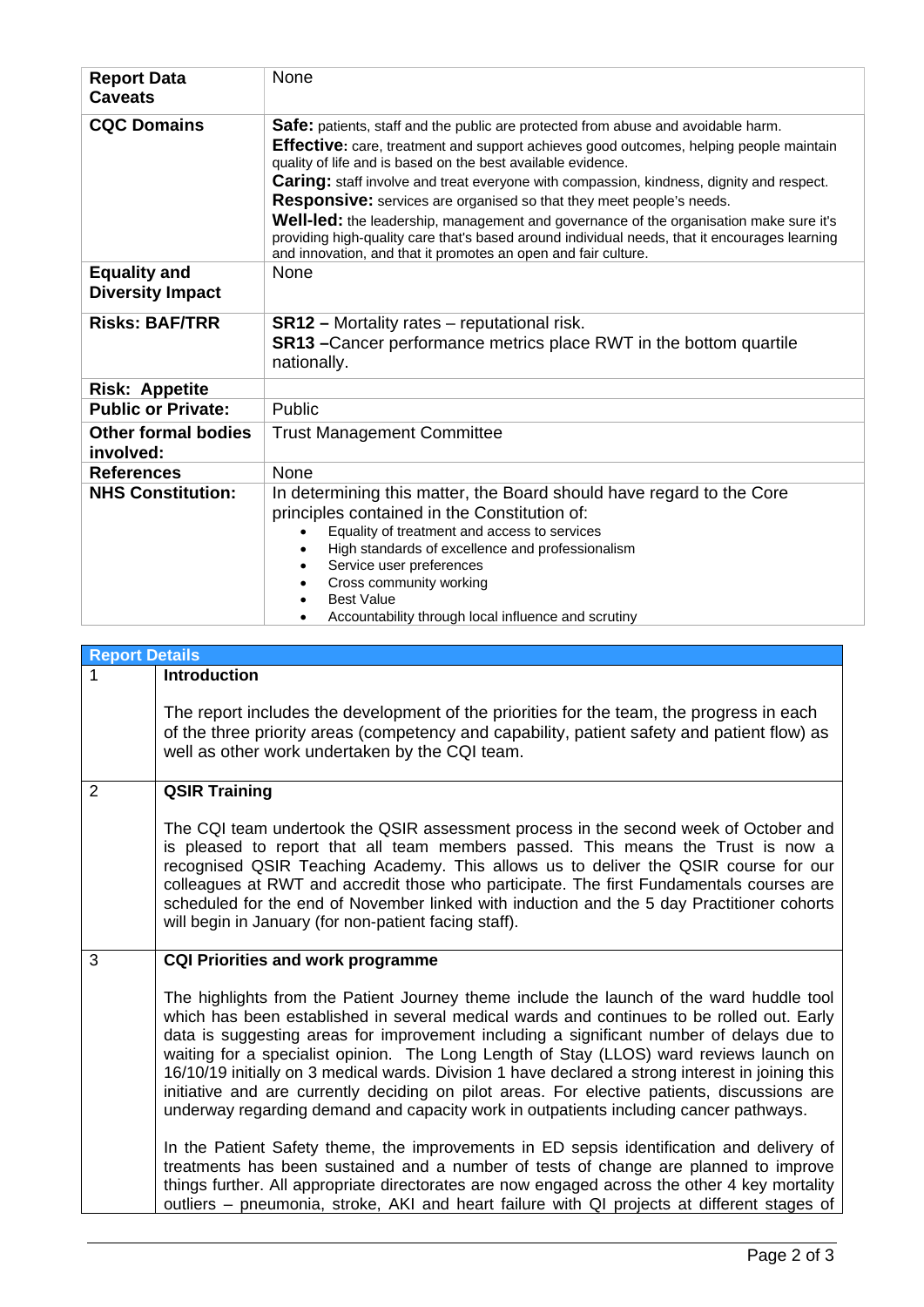| | |
|---|---|
| **Report Data Caveats** | None |
| **CQC Domains** | **Safe:** patients, staff and the public are protected from abuse and avoidable harm.<br>**Effective:** care, treatment and support achieves good outcomes, helping people maintain quality of life and is based on the best available evidence.<br>**Caring:** staff involve and treat everyone with compassion, kindness, dignity and respect.<br>**Responsive:** services are organised so that they meet people's needs.<br>**Well-led:** the leadership, management and governance of the organisation make sure it's providing high-quality care that's based around individual needs, that it encourages learning and innovation, and that it promotes an open and fair culture. |
| **Equality and Diversity Impact** | None |
| **Risks: BAF/TRR** | **SR12 –** Mortality rates – reputational risk.<br>**SR13 –**Cancer performance metrics place RWT in the bottom quartile nationally. |
| **Risk: Appetite** | |
| **Public or Private:** | Public |
| **Other formal bodies involved:** | Trust Management Committee |
| **References** | None |
| **NHS Constitution:** | In determining this matter, the Board should have regard to the Core principles contained in the Constitution of:<br>• Equality of treatment and access to services<br>• High standards of excellence and professionalism<br>• Service user preferences<br>• Cross community working<br>• Best Value<br>• Accountability through local influence and scrutiny |

## Report Details

**1 Introduction**

The report includes the development of the priorities for the team, the progress in each of the three priority areas (competency and capability, patient safety and patient flow) as well as other work undertaken by the CQI team.

**2 QSIR Training**

The CQI team undertook the QSIR assessment process in the second week of October and is pleased to report that all team members passed. This means the Trust is now a recognised QSIR Teaching Academy. This allows us to deliver the QSIR course for our colleagues at RWT and accredit those who participate. The first Fundamentals courses are scheduled for the end of November linked with induction and the 5 day Practitioner cohorts will begin in January (for non-patient facing staff).

**3 CQI Priorities and work programme**

The highlights from the Patient Journey theme include the launch of the ward huddle tool which has been established in several medical wards and continues to be rolled out. Early data is suggesting areas for improvement including a significant number of delays due to waiting for a specialist opinion. The Long Length of Stay (LLOS) ward reviews launch on 16/10/19 initially on 3 medical wards. Division 1 have declared a strong interest in joining this initiative and are currently deciding on pilot areas. For elective patients, discussions are underway regarding demand and capacity work in outpatients including cancer pathways.

In the Patient Safety theme, the improvements in ED sepsis identification and delivery of treatments has been sustained and a number of tests of change are planned to improve things further. All appropriate directorates are now engaged across the other 4 key mortality outliers – pneumonia, stroke, AKI and heart failure with QI projects at different stages of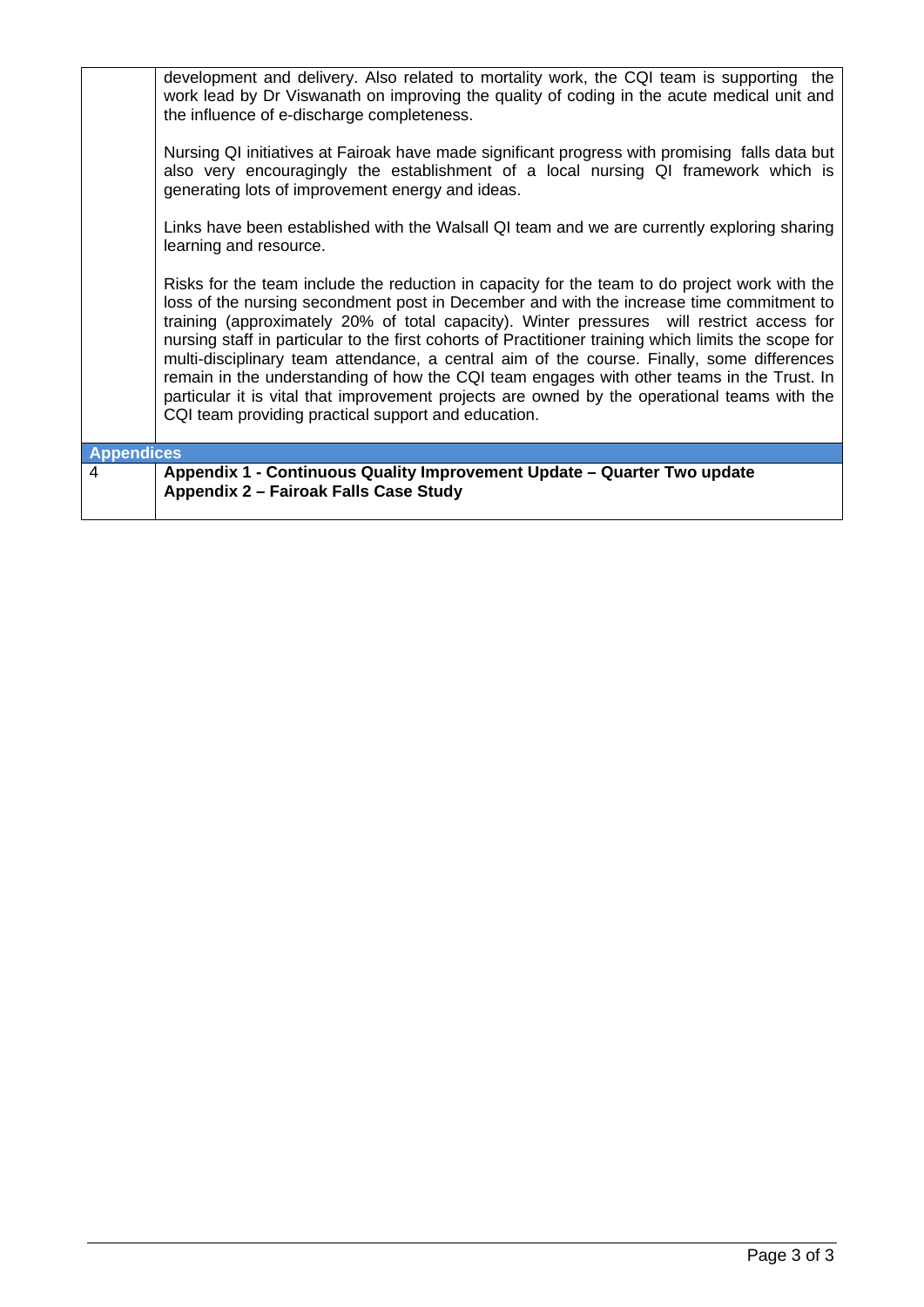| | |
|---|---|
| | development and delivery. Also related to mortality work, the CQI team is supporting the work lead by Dr Viswanath on improving the quality of coding in the acute medical unit and the influence of e-discharge completeness.<br><br>Nursing QI initiatives at Fairoak have made significant progress with promising falls data but also very encouragingly the establishment of a local nursing QI framework which is generating lots of improvement energy and ideas.<br><br>Links have been established with the Walsall QI team and we are currently exploring sharing learning and resource.<br><br>Risks for the team include the reduction in capacity for the team to do project work with the loss of the nursing secondment post in December and with the increase time commitment to training (approximately 20% of total capacity). Winter pressures will restrict access for nursing staff in particular to the first cohorts of Practitioner training which limits the scope for multi-disciplinary team attendance, a central aim of the course. Finally, some differences remain in the understanding of how the CQI team engages with other teams in the Trust. In particular it is vital that improvement projects are owned by the operational teams with the CQI team providing practical support and education. |
| **Appendices** | |
| 4 | **Appendix 1 - Continuous Quality Improvement Update – Quarter Two update**<br>**Appendix 2 – Fairoak Falls Case Study** |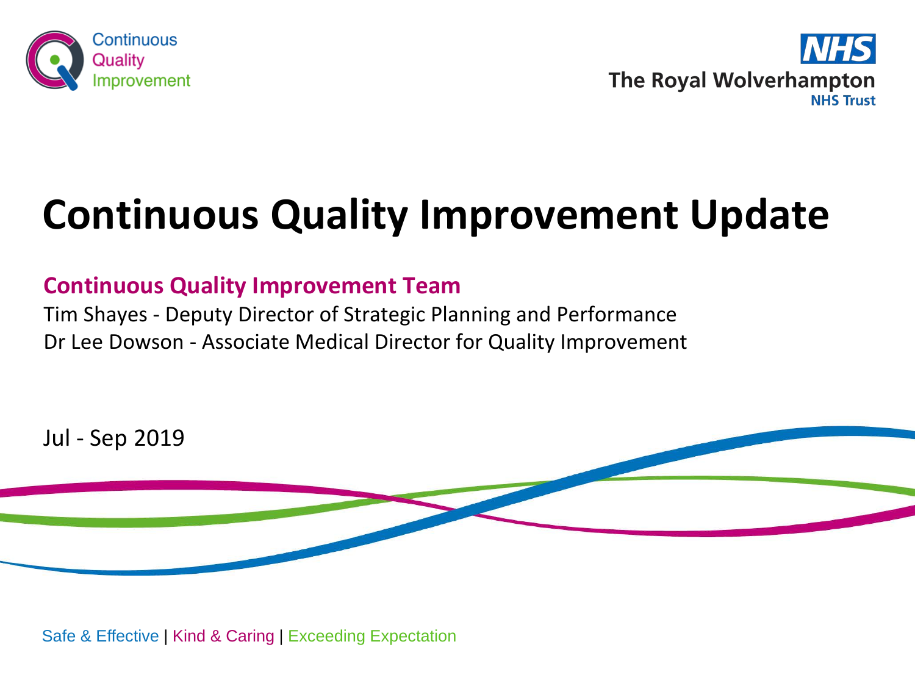Continuous Quality Improvement

NHS The Royal Wolverhampton NHS Trust

# Continuous Quality Improvement Update

**Continuous Quality Improvement Team**

Tim Shayes - Deputy Director of Strategic Planning and Performance
Dr Lee Dowson - Associate Medical Director for Quality Improvement

Jul - Sep 2019

Safe & Effective | Kind & Caring | Exceeding Expectation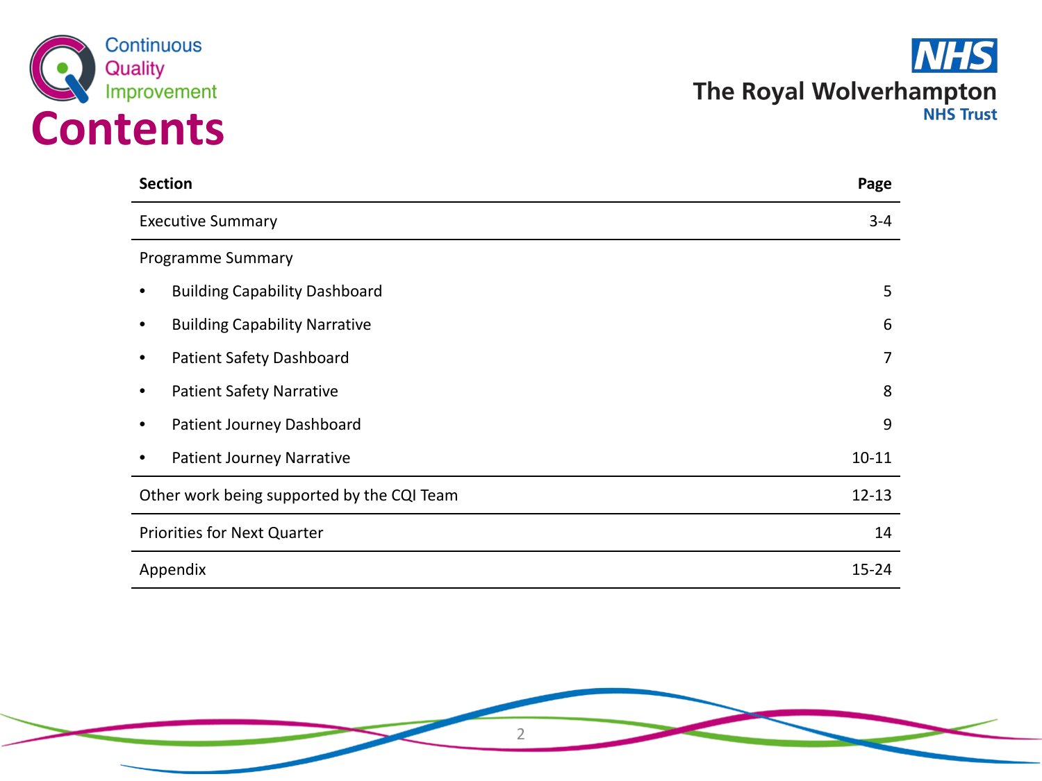Continuous Quality Improvement

# Contents

The Royal Wolverhampton NHS Trust

| Section | Page |
|---|---|
| Executive Summary | 3-4 |
| Programme Summary | |
| • Building Capability Dashboard | 5 |
| • Building Capability Narrative | 6 |
| • Patient Safety Dashboard | 7 |
| • Patient Safety Narrative | 8 |
| • Patient Journey Dashboard | 9 |
| • Patient Journey Narrative | 10-11 |
| Other work being supported by the CQI Team | 12-13 |
| Priorities for Next Quarter | 14 |
| Appendix | 15-24 |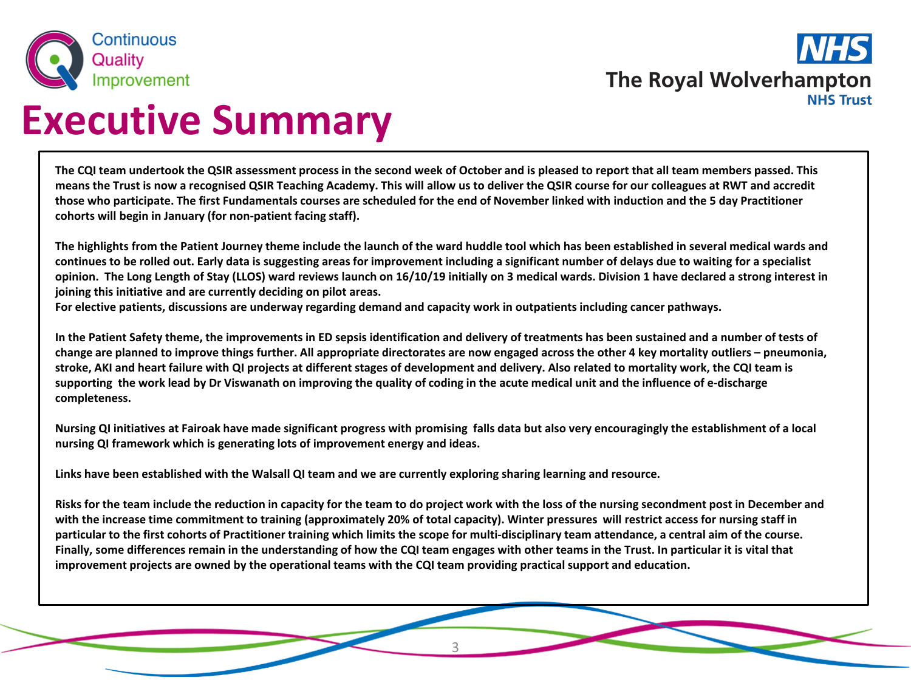# Executive Summary

**The CQI team undertook the QSIR assessment process in the second week of October and is pleased to report that all team members passed. This means the Trust is now a recognised QSIR Teaching Academy. This will allow us to deliver the QSIR course for our colleagues at RWT and accredit those who participate. The first Fundamentals courses are scheduled for the end of November linked with induction and the 5 day Practitioner cohorts will begin in January (for non-patient facing staff).**

**The highlights from the Patient Journey theme include the launch of the ward huddle tool which has been established in several medical wards and continues to be rolled out. Early data is suggesting areas for improvement including a significant number of delays due to waiting for a specialist opinion. The Long Length of Stay (LLOS) ward reviews launch on 16/10/19 initially on 3 medical wards. Division 1 have declared a strong interest in joining this initiative and are currently deciding on pilot areas.**
**For elective patients, discussions are underway regarding demand and capacity work in outpatients including cancer pathways.**

**In the Patient Safety theme, the improvements in ED sepsis identification and delivery of treatments has been sustained and a number of tests of change are planned to improve things further. All appropriate directorates are now engaged across the other 4 key mortality outliers – pneumonia, stroke, AKI and heart failure with QI projects at different stages of development and delivery. Also related to mortality work, the CQI team is supporting the work lead by Dr Viswanath on improving the quality of coding in the acute medical unit and the influence of e-discharge completeness.**

**Nursing QI initiatives at Fairoak have made significant progress with promising falls data but also very encouragingly the establishment of a local nursing QI framework which is generating lots of improvement energy and ideas.**

**Links have been established with the Walsall QI team and we are currently exploring sharing learning and resource.**

**Risks for the team include the reduction in capacity for the team to do project work with the loss of the nursing secondment post in December and with the increase time commitment to training (approximately 20% of total capacity). Winter pressures will restrict access for nursing staff in particular to the first cohorts of Practitioner training which limits the scope for multi-disciplinary team attendance, a central aim of the course. Finally, some differences remain in the understanding of how the CQI team engages with other teams in the Trust. In particular it is vital that improvement projects are owned by the operational teams with the CQI team providing practical support and education.**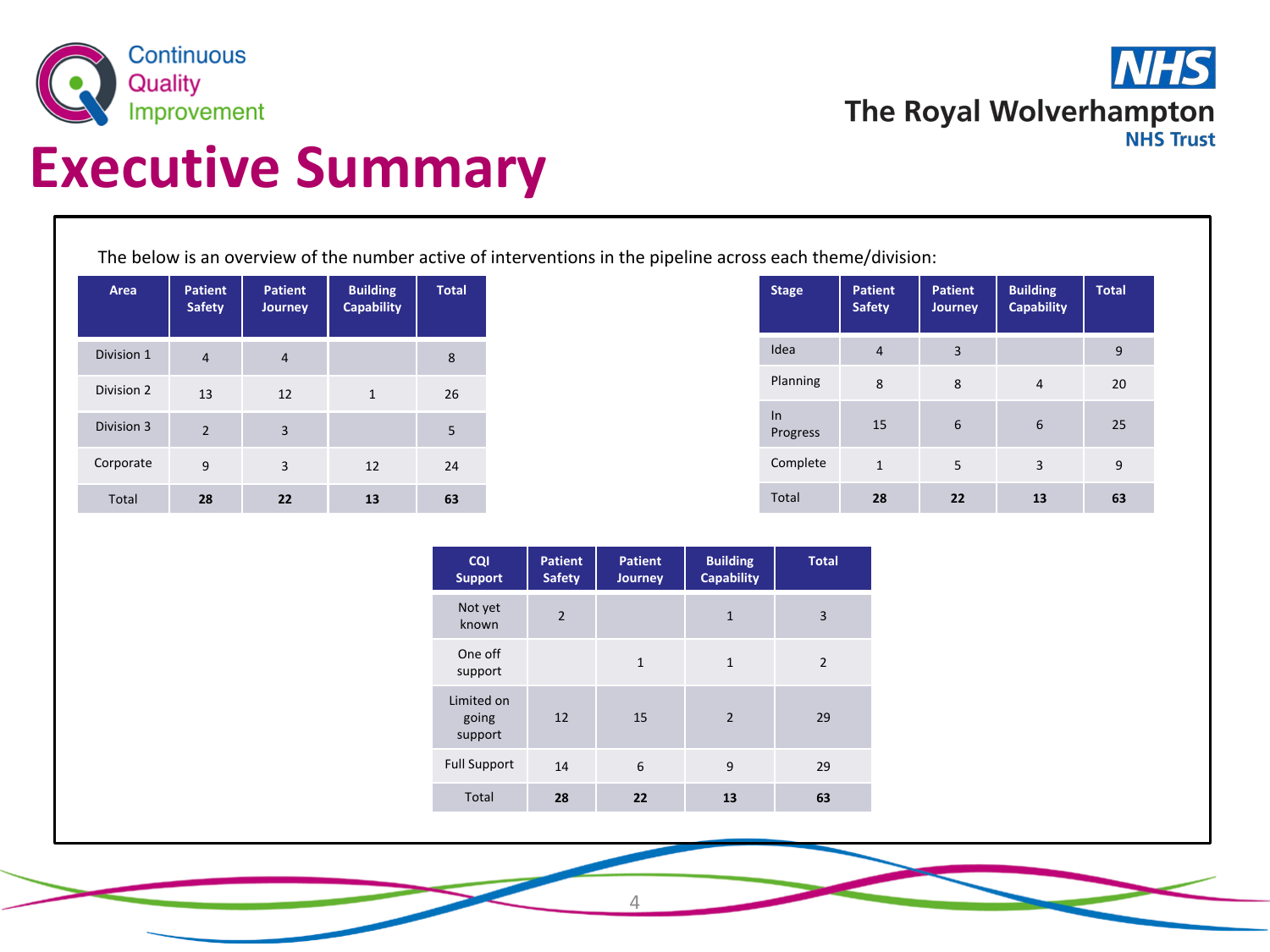# Executive Summary

The below is an overview of the number active of interventions in the pipeline across each theme/division:

| Area | Patient Safety | Patient Journey | Building Capability | Total |
|---|---|---|---|---|
| Division 1 | 4 | 4 | | 8 |
| Division 2 | 13 | 12 | 1 | 26 |
| Division 3 | 2 | 3 | | 5 |
| Corporate | 9 | 3 | 12 | 24 |
| Total | **28** | **22** | **13** | **63** |

| Stage | Patient Safety | Patient Journey | Building Capability | Total |
|---|---|---|---|---|
| Idea | 4 | 3 | | 9 |
| Planning | 8 | 8 | 4 | 20 |
| In Progress | 15 | 6 | 6 | 25 |
| Complete | 1 | 5 | 3 | 9 |
| Total | **28** | **22** | **13** | **63** |

| CQI Support | Patient Safety | Patient Journey | Building Capability | Total |
|---|---|---|---|---|
| Not yet known | 2 | | 1 | 3 |
| One off support | | 1 | 1 | 2 |
| Limited on going support | 12 | 15 | 2 | 29 |
| Full Support | 14 | 6 | 9 | 29 |
| Total | **28** | **22** | **13** | **63** |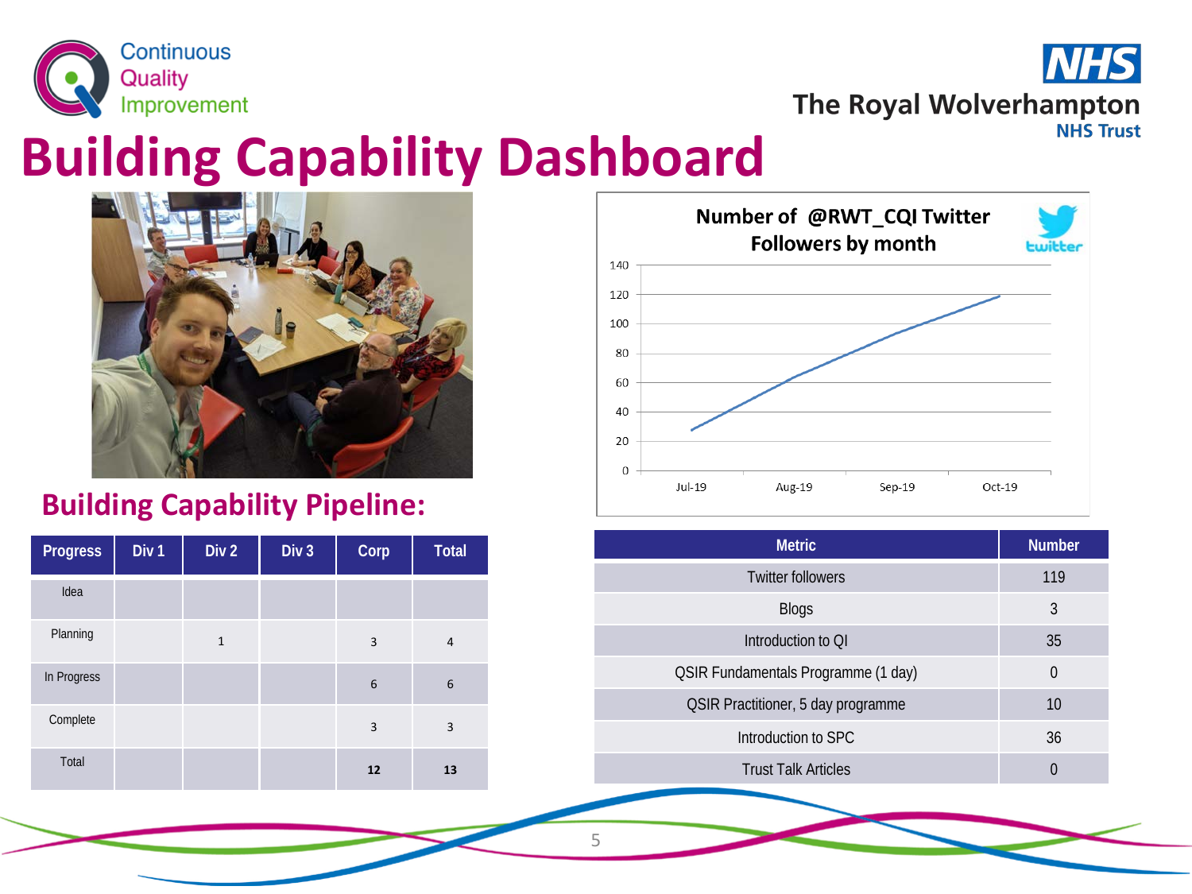Continuous Quality Improvement

The Royal Wolverhampton NHS Trust

# Building Capability Dashboard

**Number of @RWT_CQI Twitter Followers by month**

## Building Capability Pipeline:

| Progress | Div 1 | Div 2 | Div 3 | Corp | Total |
|---|---|---|---|---|---|
| Idea | | | | | |
| Planning | | 1 | | 3 | 4 |
| In Progress | | | | 6 | 6 |
| Complete | | | | 3 | 3 |
| Total | | | | **12** | **13** |

| Metric | Number |
|---|---|
| Twitter followers | 119 |
| Blogs | 3 |
| Introduction to QI | 35 |
| QSIR Fundamentals Programme (1 day) | 0 |
| QSIR Practitioner, 5 day programme | 10 |
| Introduction to SPC | 36 |
| Trust Talk Articles | 0 |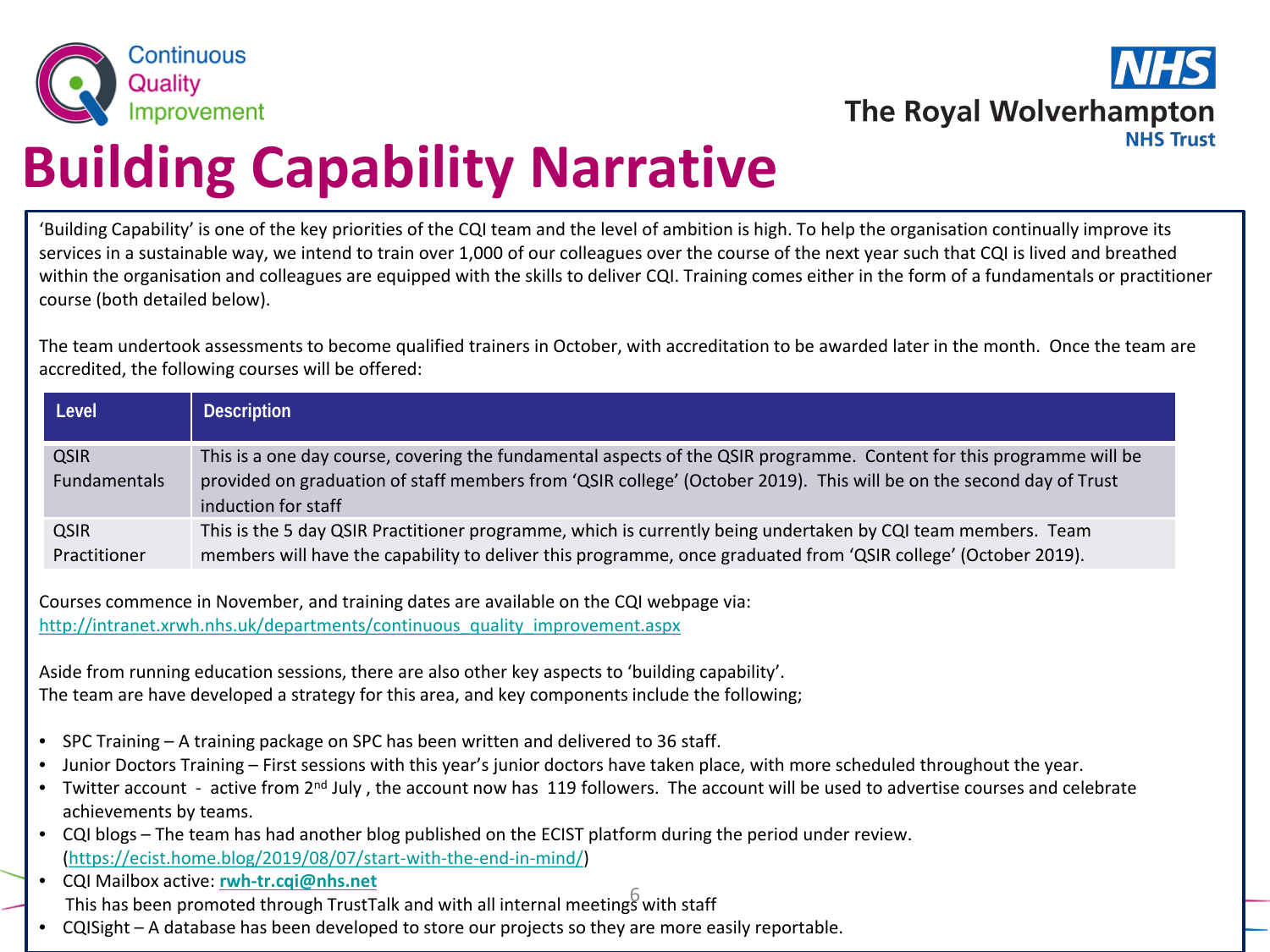Continuous Quality Improvement

The Royal Wolverhampton NHS Trust

# Building Capability Narrative

'Building Capability' is one of the key priorities of the CQI team and the level of ambition is high. To help the organisation continually improve its services in a sustainable way, we intend to train over 1,000 of our colleagues over the course of the next year such that CQI is lived and breathed within the organisation and colleagues are equipped with the skills to deliver CQI. Training comes either in the form of a fundamentals or practitioner course (both detailed below).

The team undertook assessments to become qualified trainers in October, with accreditation to be awarded later in the month. Once the team are accredited, the following courses will be offered:

| Level | Description |
| --- | --- |
| QSIR Fundamentals | This is a one day course, covering the fundamental aspects of the QSIR programme. Content for this programme will be provided on graduation of staff members from 'QSIR college' (October 2019). This will be on the second day of Trust induction for staff |
| QSIR Practitioner | This is the 5 day QSIR Practitioner programme, which is currently being undertaken by CQI team members. Team members will have the capability to deliver this programme, once graduated from 'QSIR college' (October 2019). |

Courses commence in November, and training dates are available on the CQI webpage via:
http://intranet.xrwh.nhs.uk/departments/continuous_quality_improvement.aspx

Aside from running education sessions, there are also other key aspects to 'building capability'.
The team are have developed a strategy for this area, and key components include the following;

- SPC Training – A training package on SPC has been written and delivered to 36 staff.
- Junior Doctors Training – First sessions with this year's junior doctors have taken place, with more scheduled throughout the year.
- Twitter account - active from 2nd July , the account now has 119 followers. The account will be used to advertise courses and celebrate achievements by teams.
- CQI blogs – The team has had another blog published on the ECIST platform during the period under review. (https://ecist.home.blog/2019/08/07/start-with-the-end-in-mind/)
- CQI Mailbox active: **rwh-tr.cqi@nhs.net**
  This has been promoted through TrustTalk and with all internal meetings with staff
- CQISight – A database has been developed to store our projects so they are more easily reportable.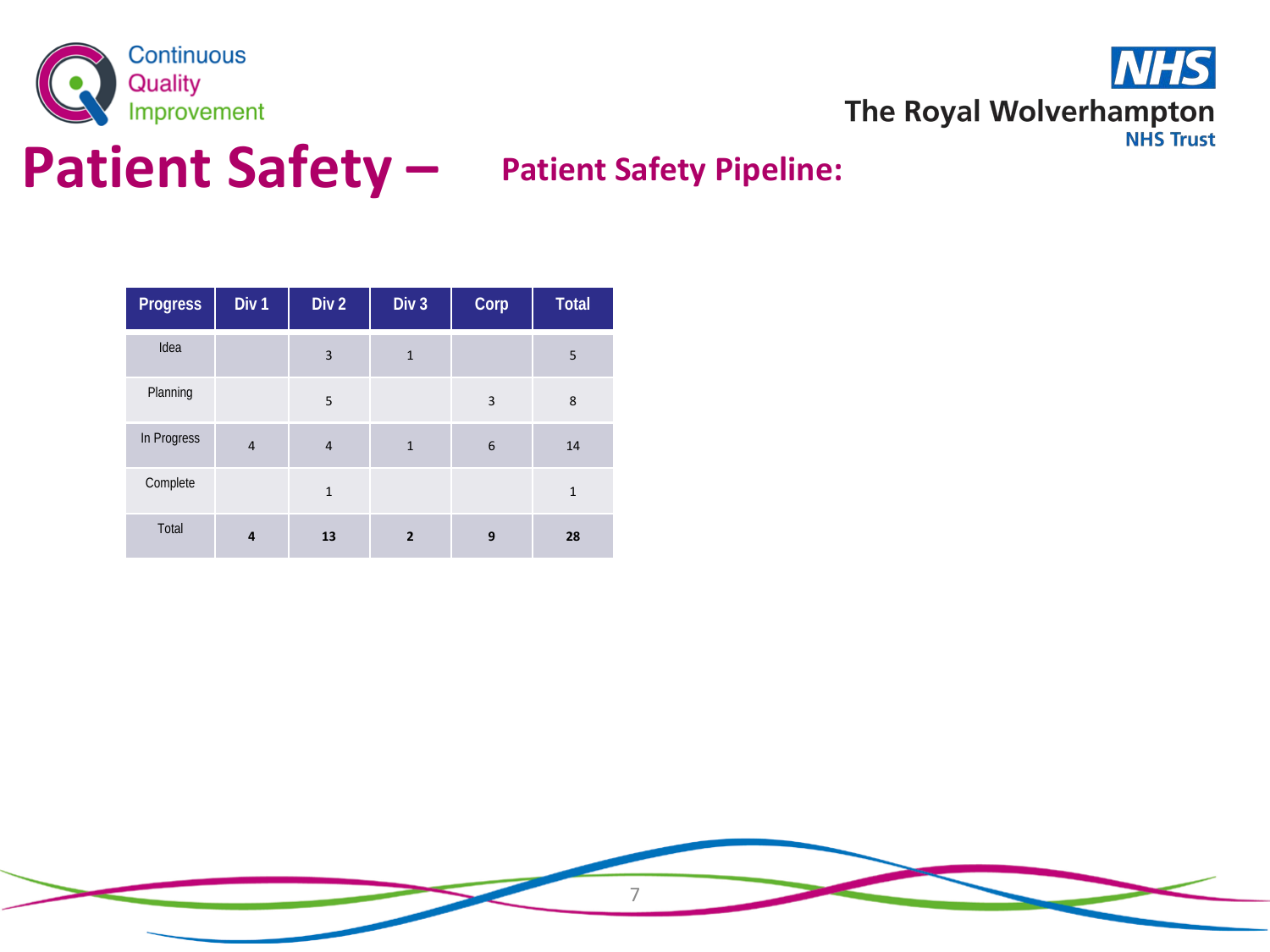# Patient Safety – Patient Safety Pipeline:

| Progress | Div 1 | Div 2 | Div 3 | Corp | Total |
|---|---|---|---|---|---|
| Idea | | 3 | 1 | | 5 |
| Planning | | 5 | | 3 | 8 |
| In Progress | 4 | 4 | 1 | 6 | 14 |
| Complete | | 1 | | | 1 |
| Total | **4** | **13** | **2** | **9** | **28** |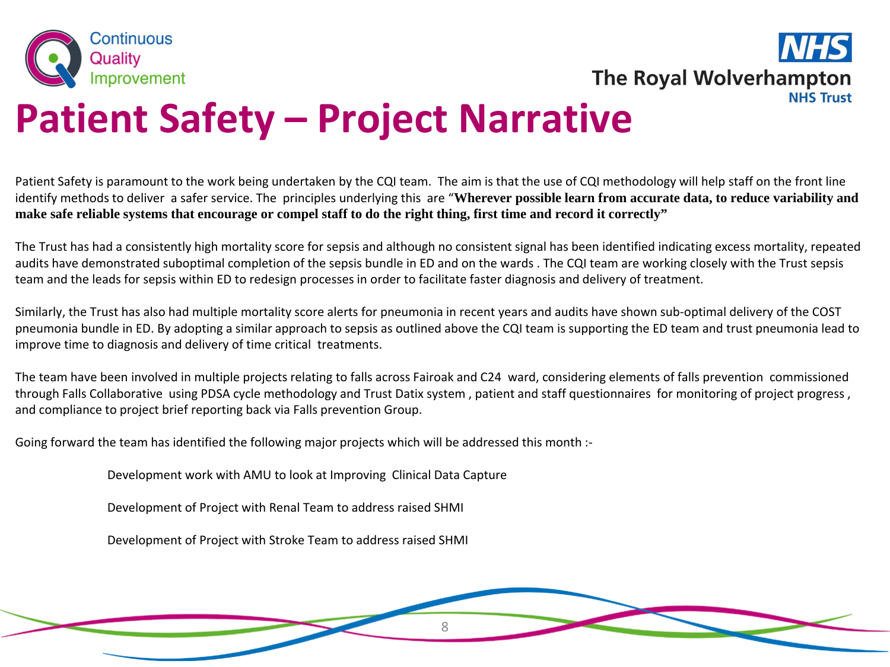# Patient Safety – Project Narrative

Patient Safety is paramount to the work being undertaken by the CQI team. The aim is that the use of CQI methodology will help staff on the front line identify methods to deliver a safer service. The principles underlying this are "**Wherever possible learn from accurate data, to reduce variability and make safe reliable systems that encourage or compel staff to do the right thing, first time and record it correctly"**

The Trust has had a consistently high mortality score for sepsis and although no consistent signal has been identified indicating excess mortality, repeated audits have demonstrated suboptimal completion of the sepsis bundle in ED and on the wards . The CQI team are working closely with the Trust sepsis team and the leads for sepsis within ED to redesign processes in order to facilitate faster diagnosis and delivery of treatment.

Similarly, the Trust has also had multiple mortality score alerts for pneumonia in recent years and audits have shown sub-optimal delivery of the COST pneumonia bundle in ED. By adopting a similar approach to sepsis as outlined above the CQI team is supporting the ED team and trust pneumonia lead to improve time to diagnosis and delivery of time critical treatments.

The team have been involved in multiple projects relating to falls across Fairoak and C24 ward, considering elements of falls prevention commissioned through Falls Collaborative using PDSA cycle methodology and Trust Datix system , patient and staff questionnaires for monitoring of project progress , and compliance to project brief reporting back via Falls prevention Group.

Going forward the team has identified the following major projects which will be addressed this month :-

Development work with AMU to look at Improving Clinical Data Capture

Development of Project with Renal Team to address raised SHMI

Development of Project with Stroke Team to address raised SHMI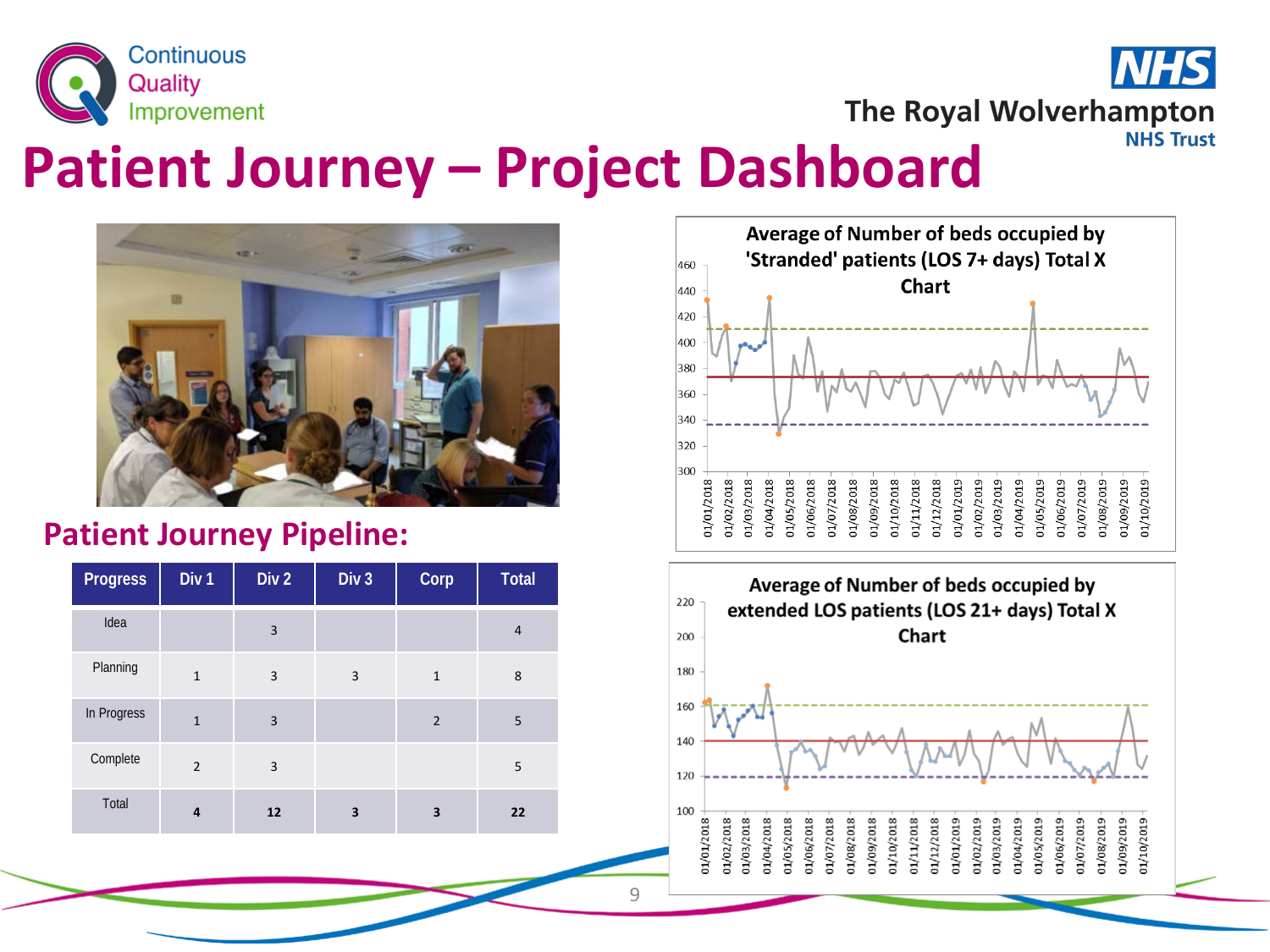# Patient Journey – Project Dashboard

## Patient Journey Pipeline:

| Progress | Div 1 | Div 2 | Div 3 | Corp | Total |
|---|---|---|---|---|---|
| Idea | | 3 | | | 4 |
| Planning | 1 | 3 | 3 | 1 | 8 |
| In Progress | 1 | 3 | | 2 | 5 |
| Complete | 2 | 3 | | | 5 |
| Total | **4** | **12** | **3** | **3** | **22** |

**Average of Number of beds occupied by 'Stranded' patients (LOS 7+ days) Total X Chart**

**Average of Number of beds occupied by extended LOS patients (LOS 21+ days) Total X Chart**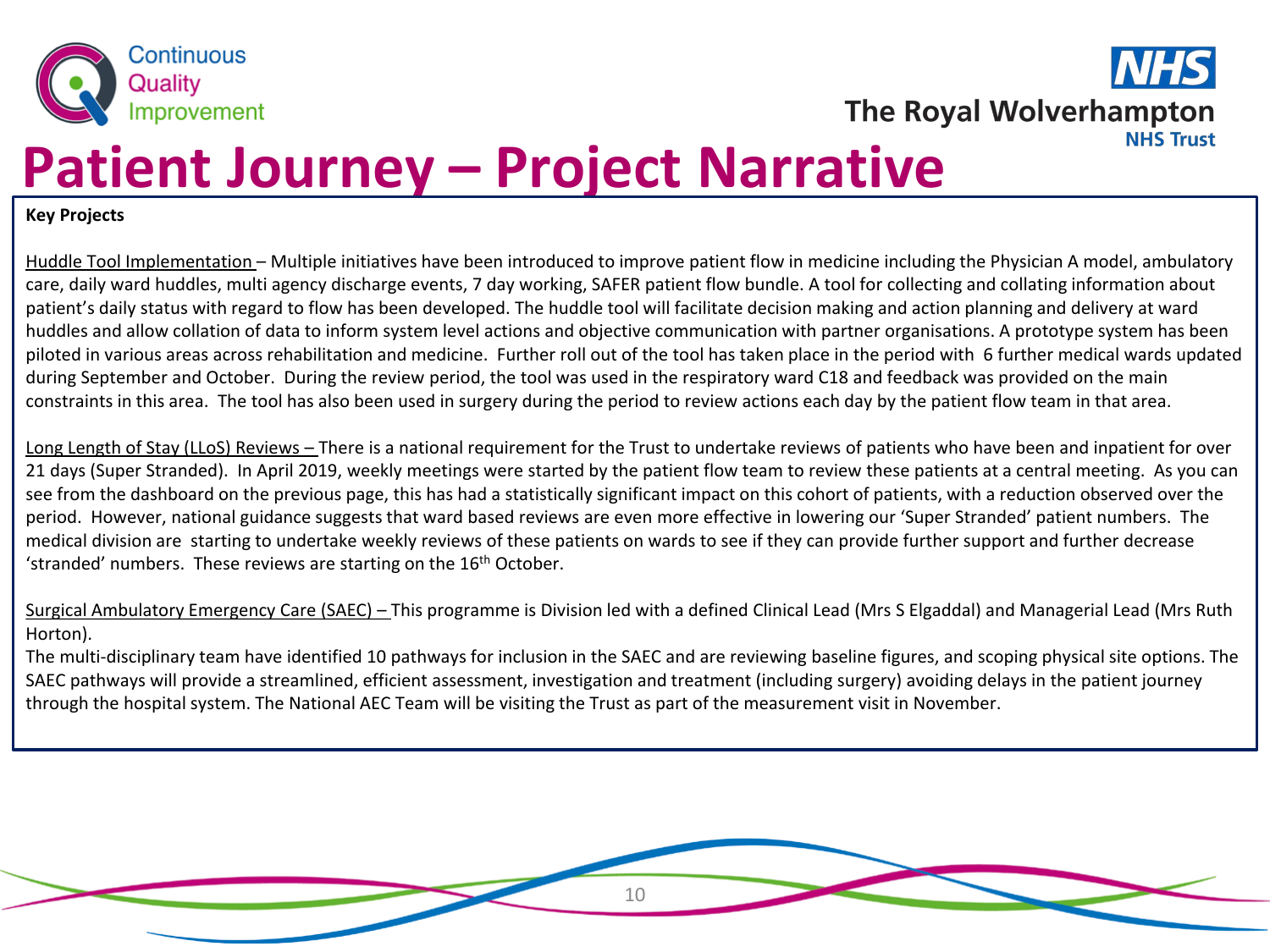# Patient Journey – Project Narrative

**Key Projects**

Huddle Tool Implementation – Multiple initiatives have been introduced to improve patient flow in medicine including the Physician A model, ambulatory care, daily ward huddles, multi agency discharge events, 7 day working, SAFER patient flow bundle. A tool for collecting and collating information about patient's daily status with regard to flow has been developed. The huddle tool will facilitate decision making and action planning and delivery at ward huddles and allow collation of data to inform system level actions and objective communication with partner organisations. A prototype system has been piloted in various areas across rehabilitation and medicine. Further roll out of the tool has taken place in the period with 6 further medical wards updated during September and October. During the review period, the tool was used in the respiratory ward C18 and feedback was provided on the main constraints in this area. The tool has also been used in surgery during the period to review actions each day by the patient flow team in that area.

Long Length of Stay (LLoS) Reviews – There is a national requirement for the Trust to undertake reviews of patients who have been and inpatient for over 21 days (Super Stranded). In April 2019, weekly meetings were started by the patient flow team to review these patients at a central meeting. As you can see from the dashboard on the previous page, this has had a statistically significant impact on this cohort of patients, with a reduction observed over the period. However, national guidance suggests that ward based reviews are even more effective in lowering our 'Super Stranded' patient numbers. The medical division are starting to undertake weekly reviews of these patients on wards to see if they can provide further support and further decrease 'stranded' numbers. These reviews are starting on the 16th October.

Surgical Ambulatory Emergency Care (SAEC) – This programme is Division led with a defined Clinical Lead (Mrs S Elgaddal) and Managerial Lead (Mrs Ruth Horton).

The multi-disciplinary team have identified 10 pathways for inclusion in the SAEC and are reviewing baseline figures, and scoping physical site options. The SAEC pathways will provide a streamlined, efficient assessment, investigation and treatment (including surgery) avoiding delays in the patient journey through the hospital system. The National AEC Team will be visiting the Trust as part of the measurement visit in November.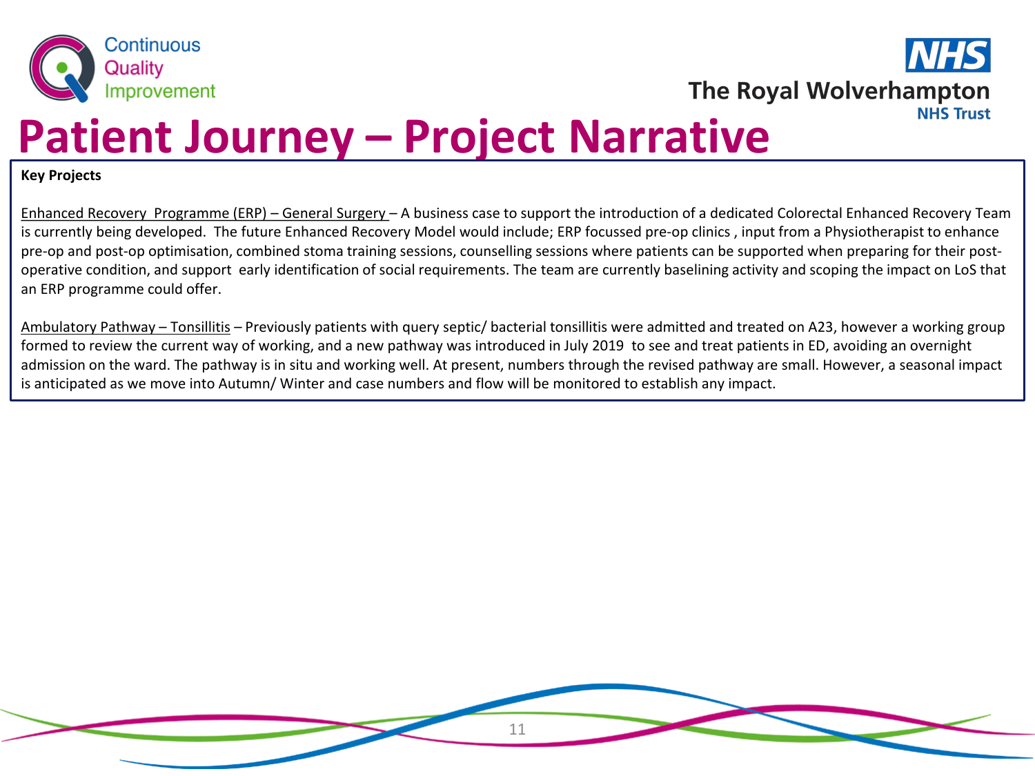# Patient Journey – Project Narrative

**Key Projects**

Enhanced Recovery Programme (ERP) – General Surgery – A business case to support the introduction of a dedicated Colorectal Enhanced Recovery Team is currently being developed. The future Enhanced Recovery Model would include; ERP focussed pre-op clinics , input from a Physiotherapist to enhance pre-op and post-op optimisation, combined stoma training sessions, counselling sessions where patients can be supported when preparing for their post-operative condition, and support early identification of social requirements. The team are currently baselining activity and scoping the impact on LoS that an ERP programme could offer.

Ambulatory Pathway – Tonsillitis – Previously patients with query septic/ bacterial tonsillitis were admitted and treated on A23, however a working group formed to review the current way of working, and a new pathway was introduced in July 2019 to see and treat patients in ED, avoiding an overnight admission on the ward. The pathway is in situ and working well. At present, numbers through the revised pathway are small. However, a seasonal impact is anticipated as we move into Autumn/ Winter and case numbers and flow will be monitored to establish any impact.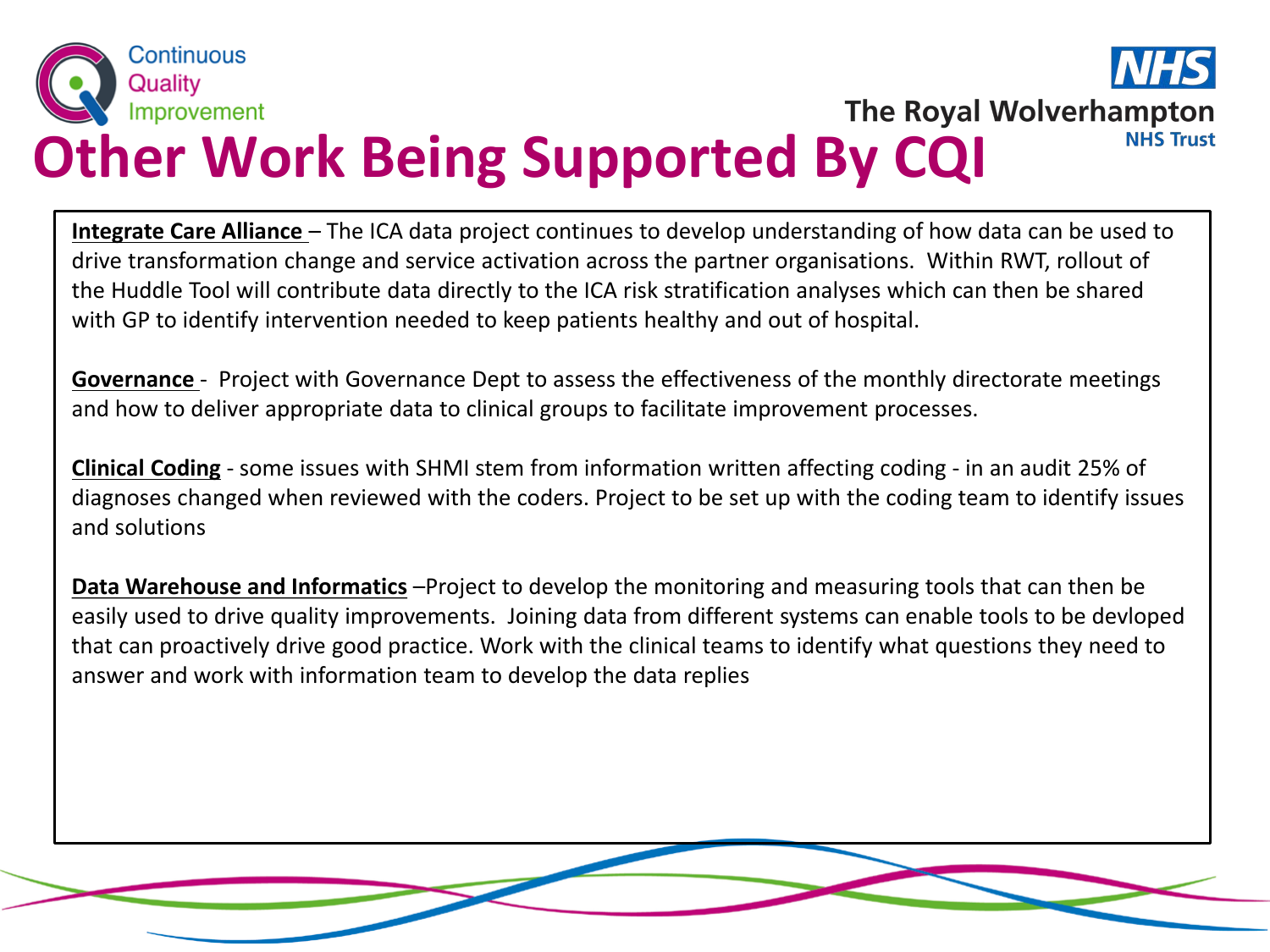# Other Work Being Supported By CQI

**Integrate Care Alliance** – The ICA data project continues to develop understanding of how data can be used to drive transformation change and service activation across the partner organisations. Within RWT, rollout of the Huddle Tool will contribute data directly to the ICA risk stratification analyses which can then be shared with GP to identify intervention needed to keep patients healthy and out of hospital.

**Governance** - Project with Governance Dept to assess the effectiveness of the monthly directorate meetings and how to deliver appropriate data to clinical groups to facilitate improvement processes.

**Clinical Coding** - some issues with SHMI stem from information written affecting coding - in an audit 25% of diagnoses changed when reviewed with the coders. Project to be set up with the coding team to identify issues and solutions

**Data Warehouse and Informatics** –Project to develop the monitoring and measuring tools that can then be easily used to drive quality improvements. Joining data from different systems can enable tools to be devloped that can proactively drive good practice. Work with the clinical teams to identify what questions they need to answer and work with information team to develop the data replies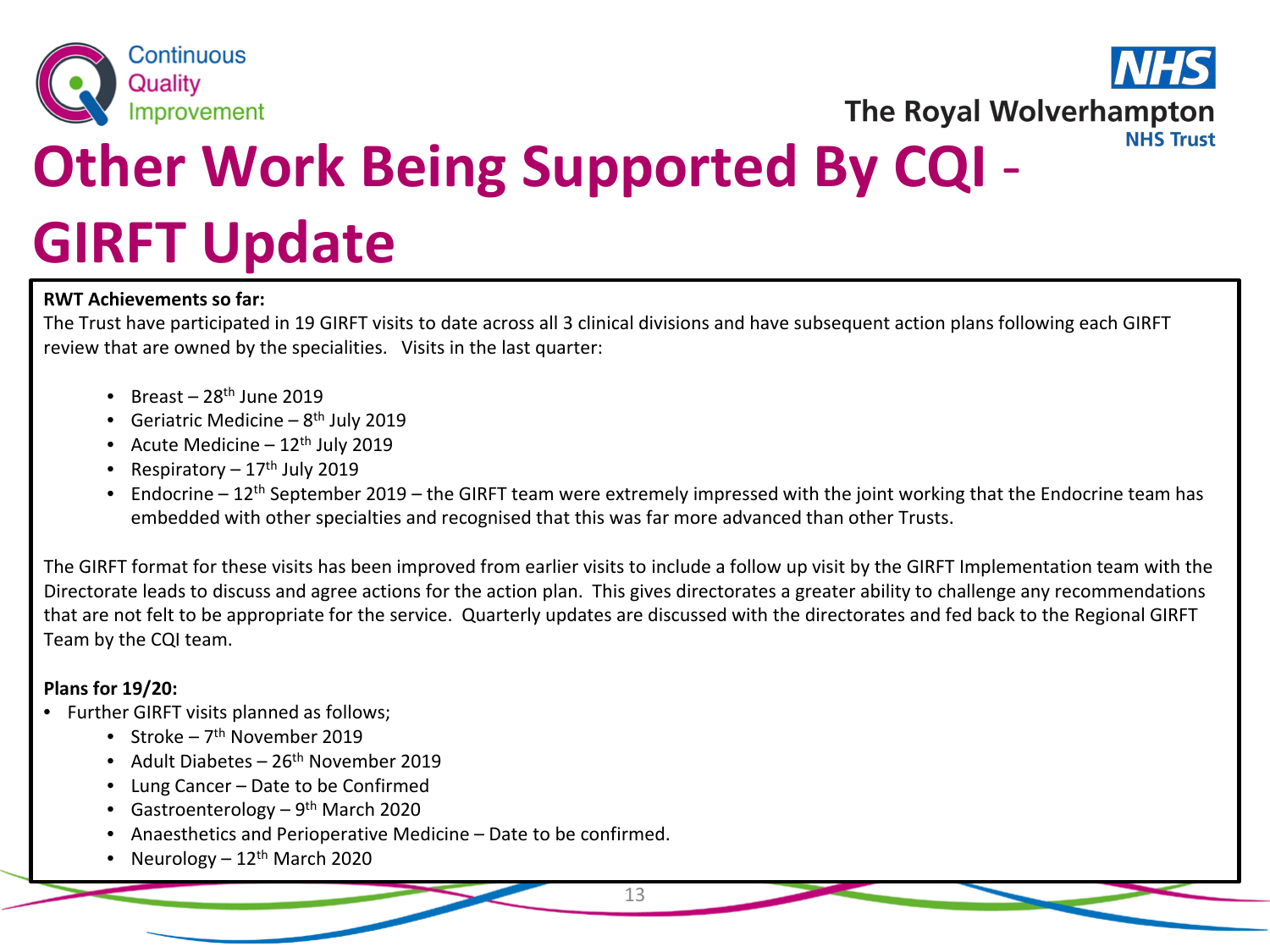# Other Work Being Supported By CQI - GIRFT Update

**RWT Achievements so far:**

The Trust have participated in 19 GIRFT visits to date across all 3 clinical divisions and have subsequent action plans following each GIRFT review that are owned by the specialities. Visits in the last quarter:

- Breast – 28th June 2019
- Geriatric Medicine – 8th July 2019
- Acute Medicine – 12th July 2019
- Respiratory – 17th July 2019
- Endocrine – 12th September 2019 – the GIRFT team were extremely impressed with the joint working that the Endocrine team has embedded with other specialties and recognised that this was far more advanced than other Trusts.

The GIRFT format for these visits has been improved from earlier visits to include a follow up visit by the GIRFT Implementation team with the Directorate leads to discuss and agree actions for the action plan. This gives directorates a greater ability to challenge any recommendations that are not felt to be appropriate for the service. Quarterly updates are discussed with the directorates and fed back to the Regional GIRFT Team by the CQI team.

**Plans for 19/20:**

- Further GIRFT visits planned as follows;
  - Stroke – 7th November 2019
  - Adult Diabetes – 26th November 2019
  - Lung Cancer – Date to be Confirmed
  - Gastroenterology – 9th March 2020
  - Anaesthetics and Perioperative Medicine – Date to be confirmed.
  - Neurology – 12th March 2020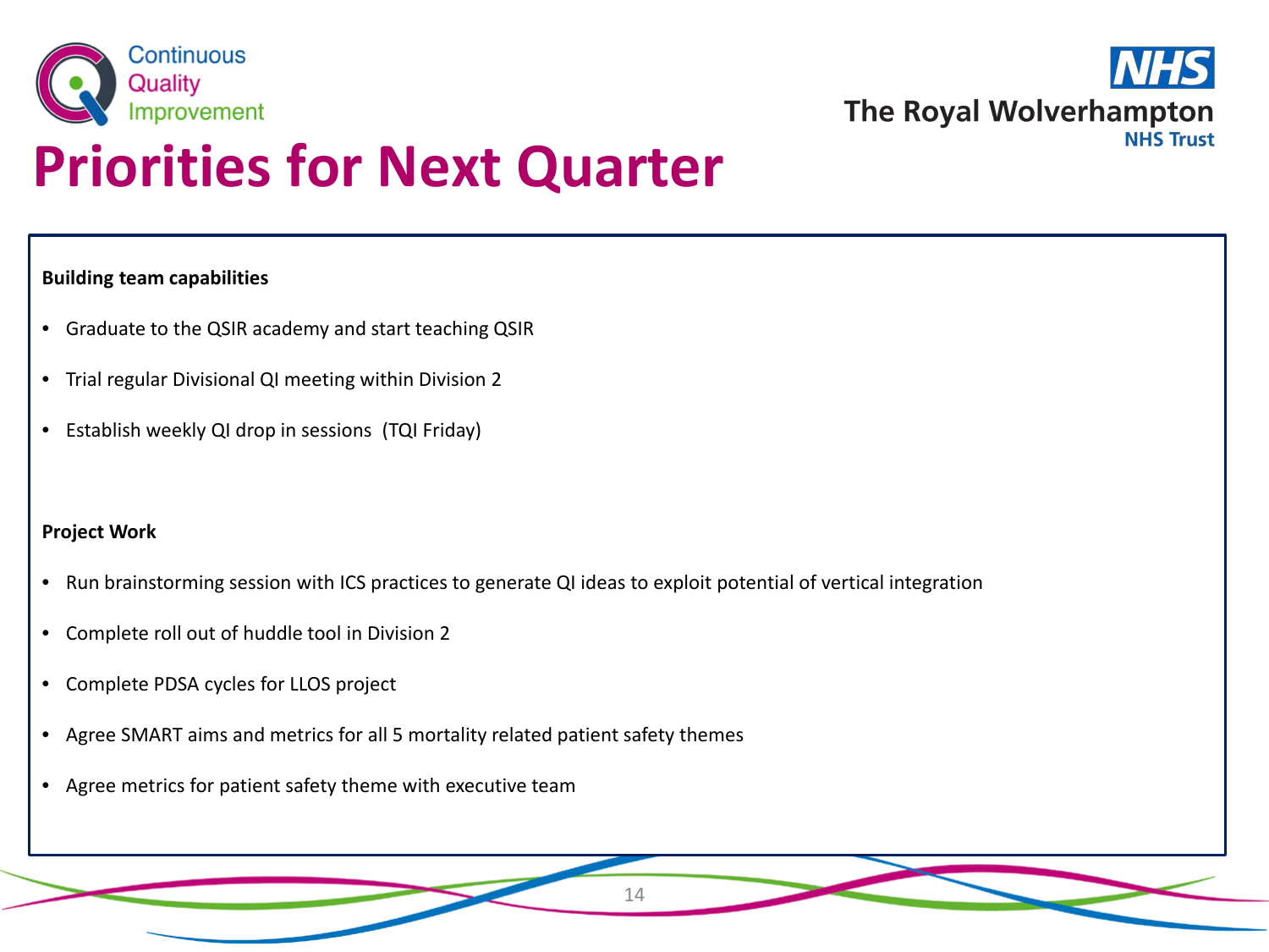# Priorities for Next Quarter

**Building team capabilities**

- Graduate to the QSIR academy and start teaching QSIR
- Trial regular Divisional QI meeting within Division 2
- Establish weekly QI drop in sessions (TQI Friday)

**Project Work**

- Run brainstorming session with ICS practices to generate QI ideas to exploit potential of vertical integration
- Complete roll out of huddle tool in Division 2
- Complete PDSA cycles for LLOS project
- Agree SMART aims and metrics for all 5 mortality related patient safety themes
- Agree metrics for patient safety theme with executive team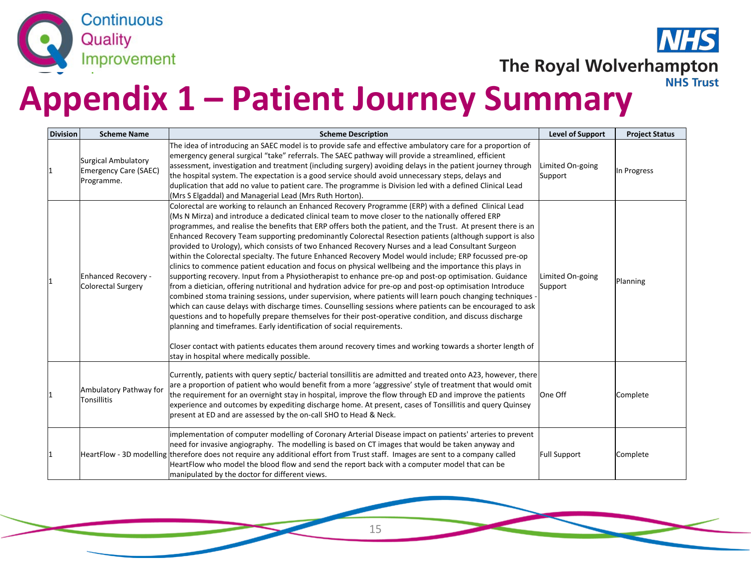# Appendix 1 – Patient Journey Summary

| Division | Scheme Name | Scheme Description | Level of Support | Project Status |
|---|---|---|---|---|
| 1 | Surgical Ambulatory Emergency Care (SAEC) Programme. | The idea of introducing an SAEC model is to provide safe and effective ambulatory care for a proportion of emergency general surgical "take" referrals. The SAEC pathway will provide a streamlined, efficient assessment, investigation and treatment (including surgery) avoiding delays in the patient journey through the hospital system. The expectation is a good service should avoid unnecessary steps, delays and duplication that add no value to patient care. The programme is Division led with a defined Clinical Lead (Mrs S Elgaddal) and Managerial Lead (Mrs Ruth Horton). | Limited On-going Support | In Progress |
| 1 | Enhanced Recovery - Colorectal Surgery | Colorectal are working to relaunch an Enhanced Recovery Programme (ERP) with a defined Clinical Lead (Ms N Mirza) and introduce a dedicated clinical team to move closer to the nationally offered ERP programmes, and realise the benefits that ERP offers both the patient, and the Trust. At present there is an Enhanced Recovery Team supporting predominantly Colorectal Resection patients (although support is also provided to Urology), which consists of two Enhanced Recovery Nurses and a lead Consultant Surgeon within the Colorectal specialty. The future Enhanced Recovery Model would include; ERP focussed pre-op clinics to commence patient education and focus on physical wellbeing and the importance this plays in supporting recovery. Input from a Physiotherapist to enhance pre-op and post-op optimisation. Guidance from a dietician, offering nutritional and hydration advice for pre-op and post-op optimisation Introduce combined stoma training sessions, under supervision, where patients will learn pouch changing techniques - which can cause delays with discharge times. Counselling sessions where patients can be encouraged to ask questions and to hopefully prepare themselves for their post-operative condition, and discuss discharge planning and timeframes. Early identification of social requirements.<br><br>Closer contact with patients educates them around recovery times and working towards a shorter length of stay in hospital where medically possible. | Limited On-going Support | Planning |
| 1 | Ambulatory Pathway for Tonsillitis | Currently, patients with query septic/ bacterial tonsillitis are admitted and treated onto A23, however, there are a proportion of patient who would benefit from a more 'aggressive' style of treatment that would omit the requirement for an overnight stay in hospital, improve the flow through ED and improve the patients experience and outcomes by expediting discharge home. At present, cases of Tonsillitis and query Quinsey present at ED and are assessed by the on-call SHO to Head & Neck. | One Off | Complete |
| 1 | HeartFlow - 3D modelling | implementation of computer modelling of Coronary Arterial Disease impact on patients' arteries to prevent need for invasive angiography. The modelling is based on CT images that would be taken anyway and therefore does not require any additional effort from Trust staff. Images are sent to a company called HeartFlow who model the blood flow and send the report back with a computer model that can be manipulated by the doctor for different views. | Full Support | Complete |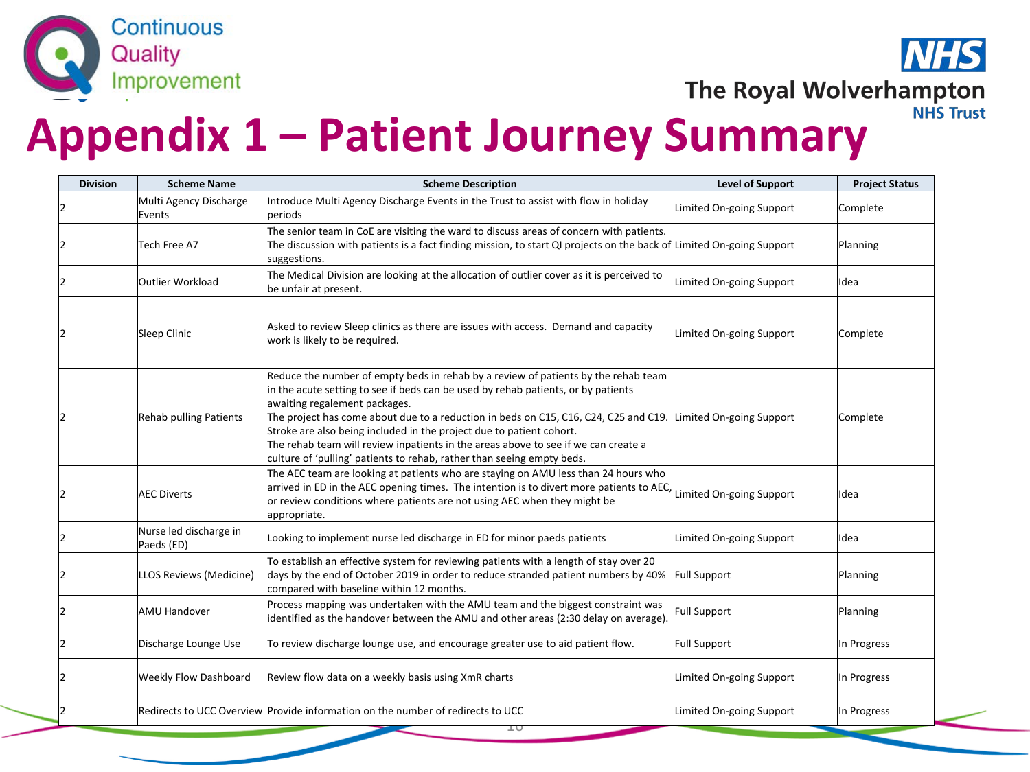# Appendix 1 – Patient Journey Summary

| Division | Scheme Name | Scheme Description | Level of Support | Project Status |
|---|---|---|---|---|
| 2 | Multi Agency Discharge Events | Introduce Multi Agency Discharge Events in the Trust to assist with flow in holiday periods | Limited On-going Support | Complete |
| 2 | Tech Free A7 | The senior team in CoE are visiting the ward to discuss areas of concern with patients. The discussion with patients is a fact finding mission, to start QI projects on the back of suggestions. | Limited On-going Support | Planning |
| 2 | Outlier Workload | The Medical Division are looking at the allocation of outlier cover as it is perceived to be unfair at present. | Limited On-going Support | Idea |
| 2 | Sleep Clinic | Asked to review Sleep clinics as there are issues with access. Demand and capacity work is likely to be required. | Limited On-going Support | Complete |
| 2 | Rehab pulling Patients | Reduce the number of empty beds in rehab by a review of patients by the rehab team in the acute setting to see if beds can be used by rehab patients, or by patients awaiting regalement packages.<br>The project has come about due to a reduction in beds on C15, C16, C24, C25 and C19. Stroke are also being included in the project due to patient cohort.<br>The rehab team will review inpatients in the areas above to see if we can create a culture of 'pulling' patients to rehab, rather than seeing empty beds. | Limited On-going Support | Complete |
| 2 | AEC Diverts | The AEC team are looking at patients who are staying on AMU less than 24 hours who arrived in ED in the AEC opening times. The intention is to divert more patients to AEC, or review conditions where patients are not using AEC when they might be appropriate. | Limited On-going Support | Idea |
| 2 | Nurse led discharge in Paeds (ED) | Looking to implement nurse led discharge in ED for minor paeds patients | Limited On-going Support | Idea |
| 2 | LLOS Reviews (Medicine) | To establish an effective system for reviewing patients with a length of stay over 20 days by the end of October 2019 in order to reduce stranded patient numbers by 40% compared with baseline within 12 months. | Full Support | Planning |
| 2 | AMU Handover | Process mapping was undertaken with the AMU team and the biggest constraint was identified as the handover between the AMU and other areas (2:30 delay on average). | Full Support | Planning |
| 2 | Discharge Lounge Use | To review discharge lounge use, and encourage greater use to aid patient flow. | Full Support | In Progress |
| 2 | Weekly Flow Dashboard | Review flow data on a weekly basis using XmR charts | Limited On-going Support | In Progress |
| 2 | Redirects to UCC Overview | Provide information on the number of redirects to UCC | Limited On-going Support | In Progress |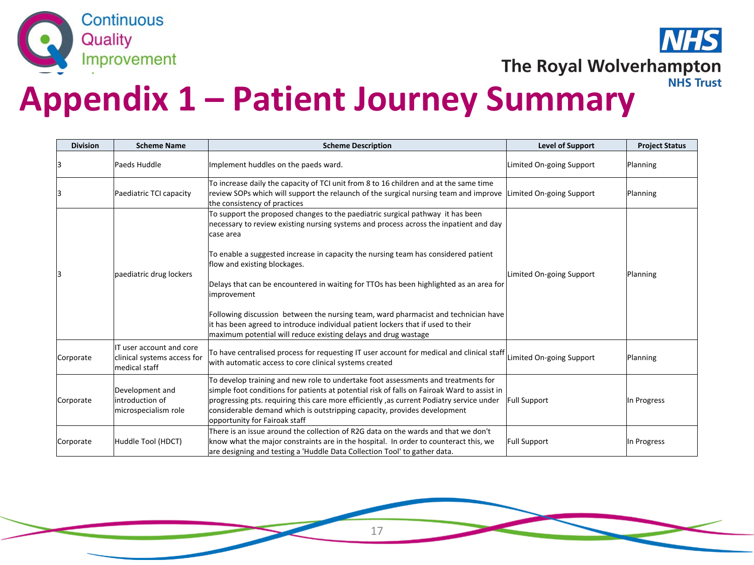# Appendix 1 – Patient Journey Summary

| Division | Scheme Name | Scheme Description | Level of Support | Project Status |
|---|---|---|---|---|
| 3 | Paeds Huddle | Implement huddles on the paeds ward. | Limited On-going Support | Planning |
| 3 | Paediatric TCI capacity | To increase daily the capacity of TCI unit from 8 to 16 children and at the same time review SOPs which will support the relaunch of the surgical nursing team and improve the consistency of practices | Limited On-going Support | Planning |
| 3 | paediatric drug lockers | To support the proposed changes to the paediatric surgical pathway it has been necessary to review existing nursing systems and process across the inpatient and day case area<br><br>To enable a suggested increase in capacity the nursing team has considered patient flow and existing blockages.<br><br>Delays that can be encountered in waiting for TTOs has been highlighted as an area for improvement<br><br>Following discussion between the nursing team, ward pharmacist and technician have it has been agreed to introduce individual patient lockers that if used to their maximum potential will reduce existing delays and drug wastage | Limited On-going Support | Planning |
| Corporate | IT user account and core clinical systems access for medical staff | To have centralised process for requesting IT user account for medical and clinical staff with automatic access to core clinical systems created | Limited On-going Support | Planning |
| Corporate | Development and introduction of microspecialism role | To develop training and new role to undertake foot assessments and treatments for simple foot conditions for patients at potential risk of falls on Fairoak Ward to assist in progressing pts. requiring this care more efficiently ,as current Podiatry service under considerable demand which is outstripping capacity, provides development opportunity for Fairoak staff | Full Support | In Progress |
| Corporate | Huddle Tool (HDCT) | There is an issue around the collection of R2G data on the wards and that we don't know what the major constraints are in the hospital. In order to counteract this, we are designing and testing a 'Huddle Data Collection Tool' to gather data. | Full Support | In Progress |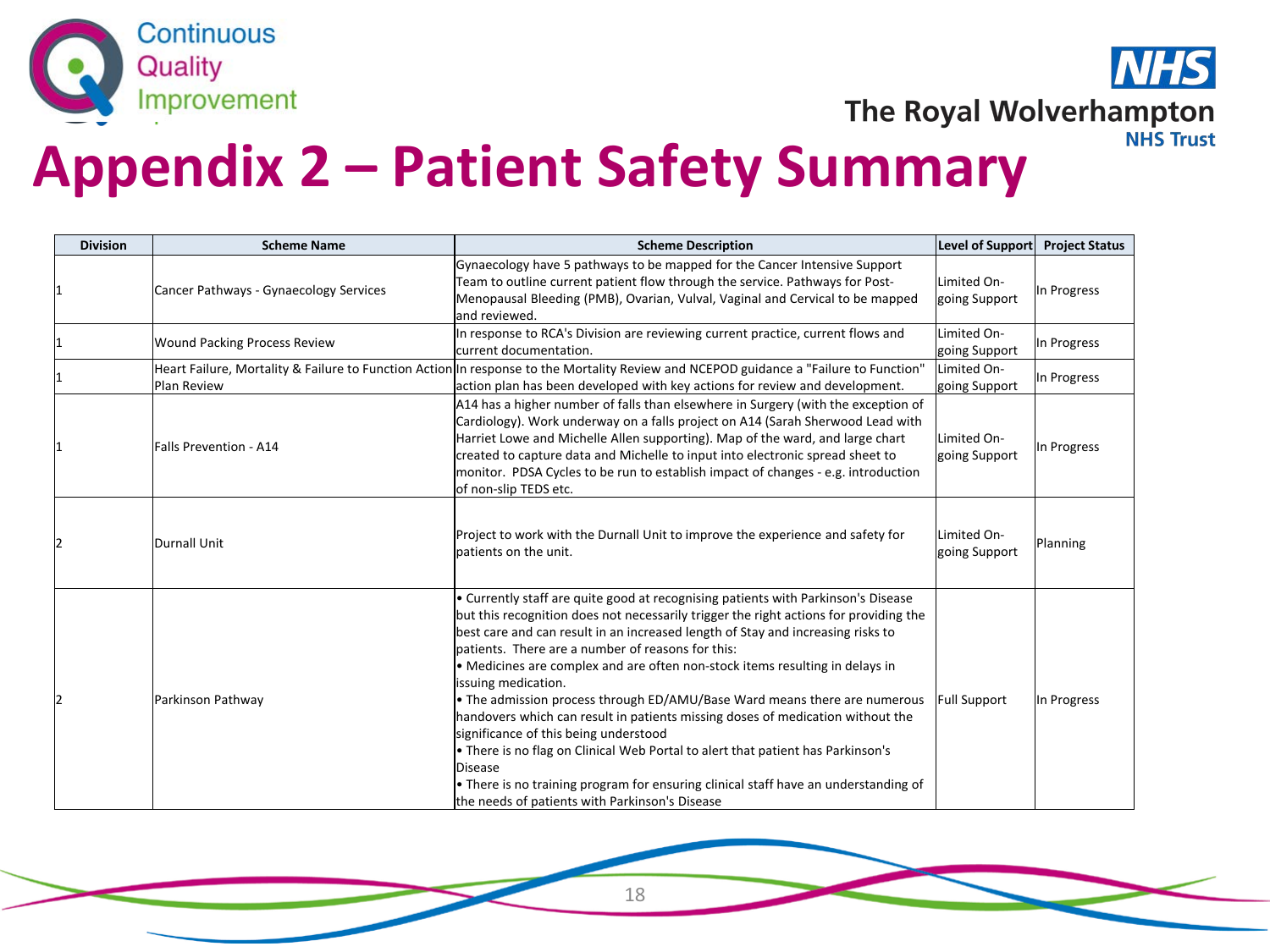# Appendix 2 – Patient Safety Summary

| Division | Scheme Name | Scheme Description | Level of Support | Project Status |
|---|---|---|---|---|
| 1 | Cancer Pathways - Gynaecology Services | Gynaecology have 5 pathways to be mapped for the Cancer Intensive Support Team to outline current patient flow through the service. Pathways for Post-Menopausal Bleeding (PMB), Ovarian, Vulval, Vaginal and Cervical to be mapped and reviewed. | Limited On-going Support | In Progress |
| 1 | Wound Packing Process Review | In response to RCA's Division are reviewing current practice, current flows and current documentation. | Limited On-going Support | In Progress |
| 1 | Heart Failure, Mortality & Failure to Function Action Plan Review | In response to the Mortality Review and NCEPOD guidance a "Failure to Function" action plan has been developed with key actions for review and development. | Limited On-going Support | In Progress |
| 1 | Falls Prevention - A14 | A14 has a higher number of falls than elsewhere in Surgery (with the exception of Cardiology). Work underway on a falls project on A14 (Sarah Sherwood Lead with Harriet Lowe and Michelle Allen supporting). Map of the ward, and large chart created to capture data and Michelle to input into electronic spread sheet to monitor. PDSA Cycles to be run to establish impact of changes - e.g. introduction of non-slip TEDS etc. | Limited On-going Support | In Progress |
| 2 | Durnall Unit | Project to work with the Durnall Unit to improve the experience and safety for patients on the unit. | Limited On-going Support | Planning |
| 2 | Parkinson Pathway | • Currently staff are quite good at recognising patients with Parkinson's Disease but this recognition does not necessarily trigger the right actions for providing the best care and can result in an increased length of Stay and increasing risks to patients. There are a number of reasons for this:<br>• Medicines are complex and are often non-stock items resulting in delays in issuing medication.<br>• The admission process through ED/AMU/Base Ward means there are numerous handovers which can result in patients missing doses of medication without the significance of this being understood<br>• There is no flag on Clinical Web Portal to alert that patient has Parkinson's Disease<br>• There is no training program for ensuring clinical staff have an understanding of the needs of patients with Parkinson's Disease | Full Support | In Progress |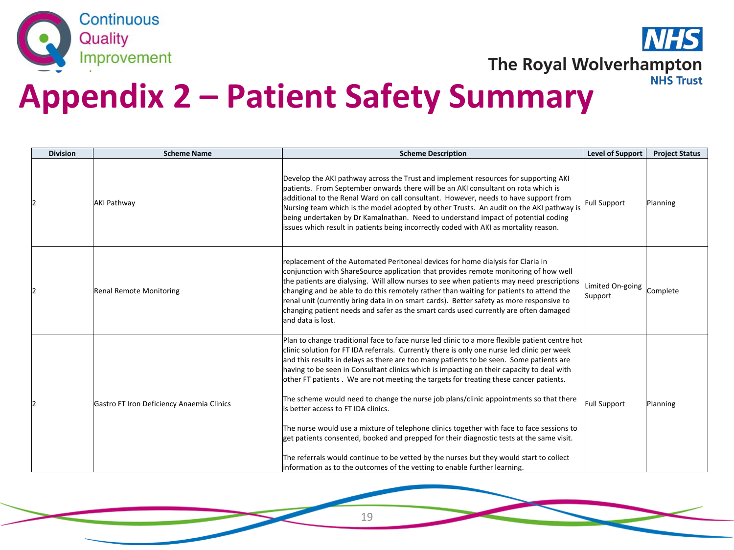# Appendix 2 – Patient Safety Summary

| Division | Scheme Name | Scheme Description | Level of Support | Project Status |
|---|---|---|---|---|
| 2 | AKI Pathway | Develop the AKI pathway across the Trust and implement resources for supporting AKI patients. From September onwards there will be an AKI consultant on rota which is additional to the Renal Ward on call consultant. However, needs to have support from Nursing team which is the model adopted by other Trusts. An audit on the AKI pathway is being undertaken by Dr Kamalnathan. Need to understand impact of potential coding issues which result in patients being incorrectly coded with AKI as mortality reason. | Full Support | Planning |
| 2 | Renal Remote Monitoring | replacement of the Automated Peritoneal devices for home dialysis for Claria in conjunction with ShareSource application that provides remote monitoring of how well the patients are dialysing. Will allow nurses to see when patients may need prescriptions changing and be able to do this remotely rather than waiting for patients to attend the renal unit (currently bring data in on smart cards). Better safety as more responsive to changing patient needs and safer as the smart cards used currently are often damaged and data is lost. | Limited On-going Support | Complete |
| 2 | Gastro FT Iron Deficiency Anaemia Clinics | Plan to change traditional face to face nurse led clinic to a more flexible patient centre hot clinic solution for FT IDA referrals. Currently there is only one nurse led clinic per week and this results in delays as there are too many patients to be seen. Some patients are having to be seen in Consultant clinics which is impacting on their capacity to deal with other FT patients . We are not meeting the targets for treating these cancer patients.<br><br>The scheme would need to change the nurse job plans/clinic appointments so that there is better access to FT IDA clinics.<br><br>The nurse would use a mixture of telephone clinics together with face to face sessions to get patients consented, booked and prepped for their diagnostic tests at the same visit.<br><br>The referrals would continue to be vetted by the nurses but they would start to collect information as to the outcomes of the vetting to enable further learning. | Full Support | Planning |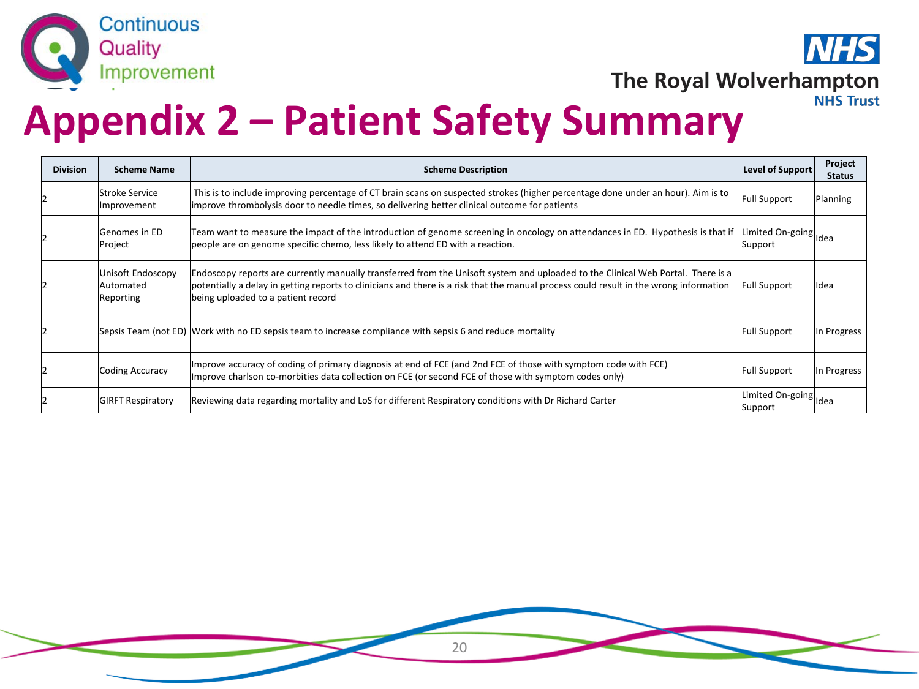# Appendix 2 – Patient Safety Summary

| Division | Scheme Name | Scheme Description | Level of Support | Project Status |
|---|---|---|---|---|
| 2 | Stroke Service Improvement | This is to include improving percentage of CT brain scans on suspected strokes (higher percentage done under an hour). Aim is to improve thrombolysis door to needle times, so delivering better clinical outcome for patients | Full Support | Planning |
| 2 | Genomes in ED Project | Team want to measure the impact of the introduction of genome screening in oncology on attendances in ED. Hypothesis is that if people are on genome specific chemo, less likely to attend ED with a reaction. | Limited On-going Support | Idea |
| 2 | Unisoft Endoscopy Automated Reporting | Endoscopy reports are currently manually transferred from the Unisoft system and uploaded to the Clinical Web Portal. There is a potentially a delay in getting reports to clinicians and there is a risk that the manual process could result in the wrong information being uploaded to a patient record | Full Support | Idea |
| 2 | Sepsis Team (not ED) | Work with no ED sepsis team to increase compliance with sepsis 6 and reduce mortality | Full Support | In Progress |
| 2 | Coding Accuracy | Improve accuracy of coding of primary diagnosis at end of FCE (and 2nd FCE of those with symptom code with FCE)<br>Improve charlson co-morbities data collection on FCE (or second FCE of those with symptom codes only) | Full Support | In Progress |
| 2 | GIRFT Respiratory | Reviewing data regarding mortality and LoS for different Respiratory conditions with Dr Richard Carter | Limited On-going Support | Idea |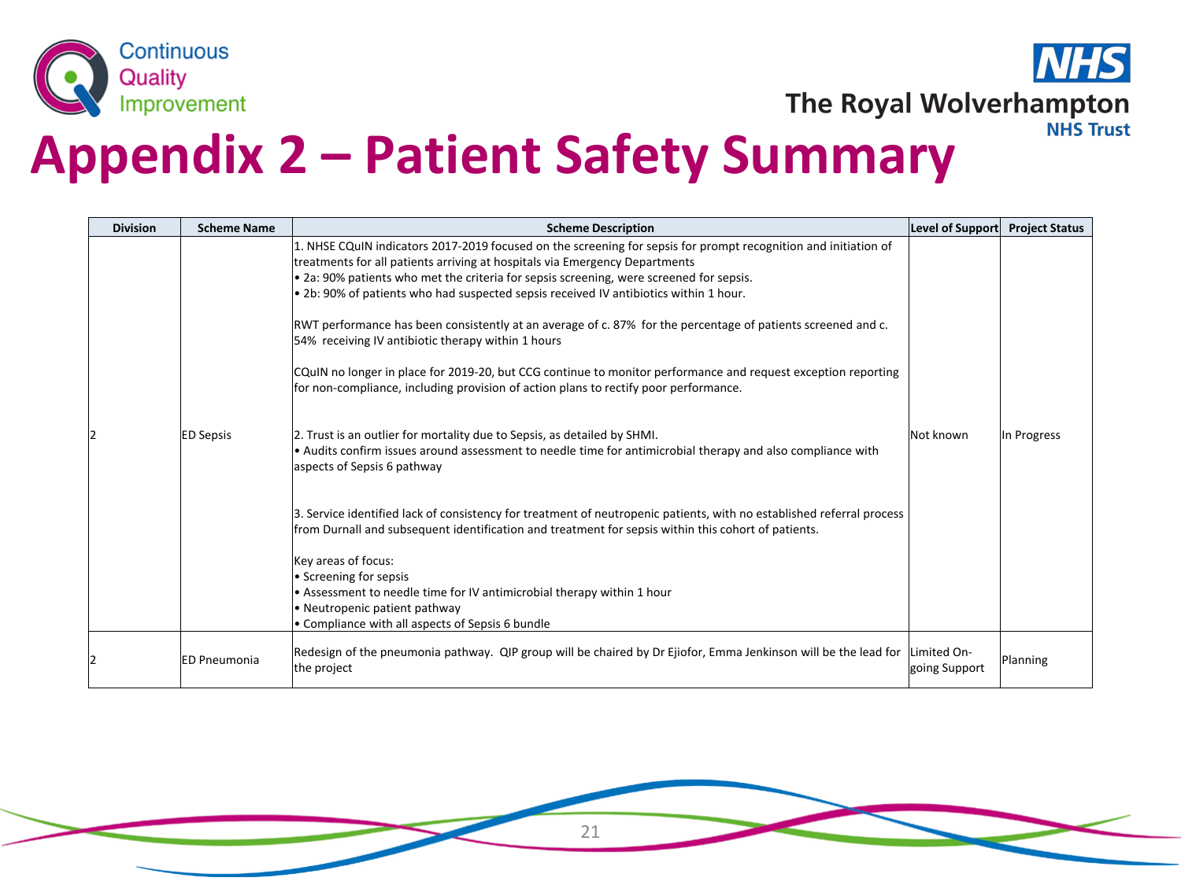# Appendix 2 – Patient Safety Summary

| Division | Scheme Name | Scheme Description | Level of Support | Project Status |
|---|---|---|---|---|
| 2 | ED Sepsis | 1. NHSE CQuIN indicators 2017-2019 focused on the screening for sepsis for prompt recognition and initiation of treatments for all patients arriving at hospitals via Emergency Departments<br>• 2a: 90% patients who met the criteria for sepsis screening, were screened for sepsis.<br>• 2b: 90% of patients who had suspected sepsis received IV antibiotics within 1 hour.<br><br>RWT performance has been consistently at an average of c. 87% for the percentage of patients screened and c. 54% receiving IV antibiotic therapy within 1 hours<br><br>CQuIN no longer in place for 2019-20, but CCG continue to monitor performance and request exception reporting for non-compliance, including provision of action plans to rectify poor performance.<br><br>2. Trust is an outlier for mortality due to Sepsis, as detailed by SHMI.<br>• Audits confirm issues around assessment to needle time for antimicrobial therapy and also compliance with aspects of Sepsis 6 pathway<br><br>3. Service identified lack of consistency for treatment of neutropenic patients, with no established referral process from Durnall and subsequent identification and treatment for sepsis within this cohort of patients.<br><br>Key areas of focus:<br>• Screening for sepsis<br>• Assessment to needle time for IV antimicrobial therapy within 1 hour<br>• Neutropenic patient pathway<br>• Compliance with all aspects of Sepsis 6 bundle | Not known | In Progress |
| 2 | ED Pneumonia | Redesign of the pneumonia pathway. QIP group will be chaired by Dr Ejiofor, Emma Jenkinson will be the lead for the project | Limited On-going Support | Planning |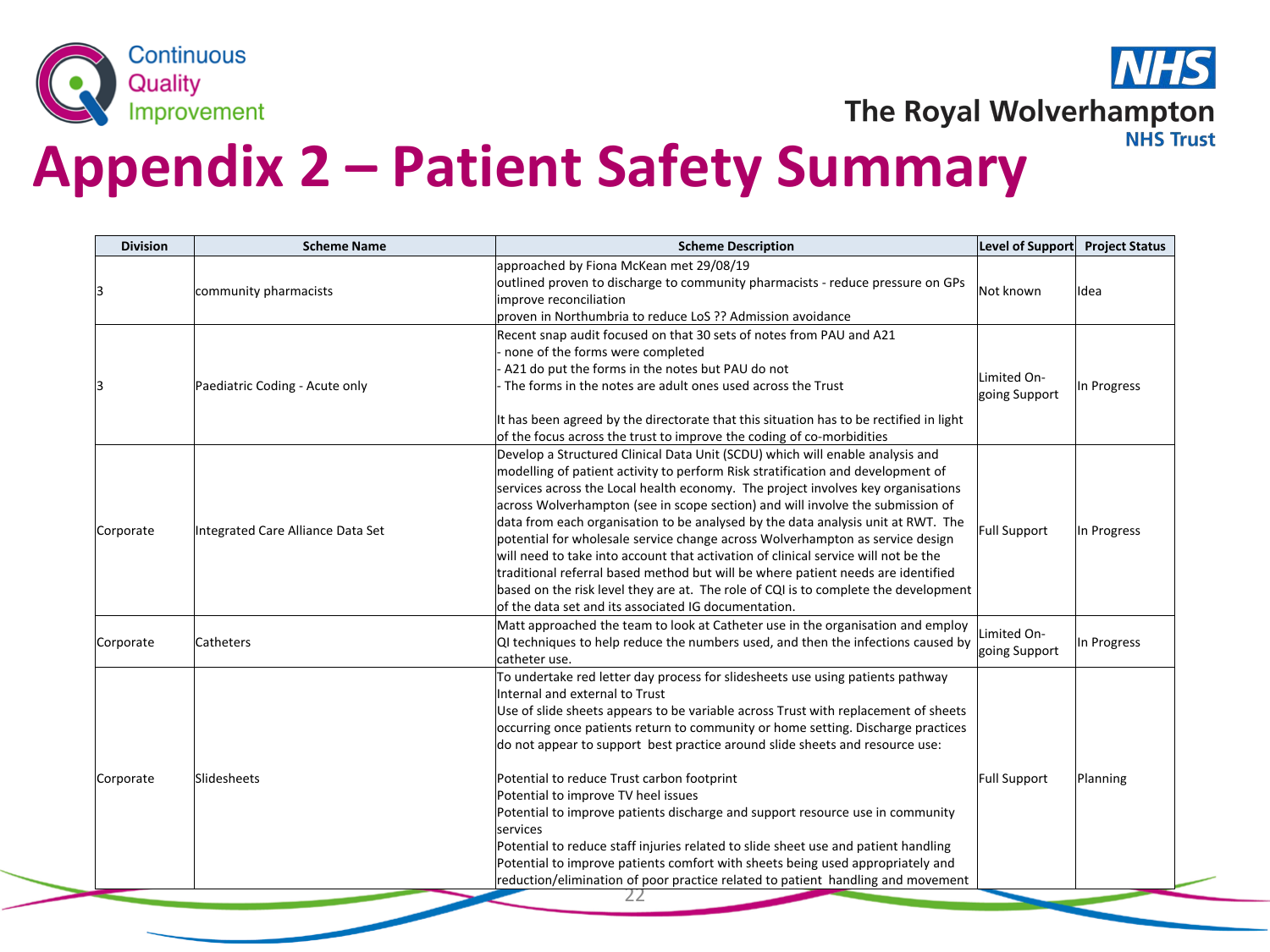# Appendix 2 – Patient Safety Summary

| Division | Scheme Name | Scheme Description | Level of Support | Project Status |
|---|---|---|---|---|
| 3 | community pharmacists | approached by Fiona McKean met 29/08/19<br>outlined proven to discharge to community pharmacists - reduce pressure on GPs improve reconciliation<br>proven in Northumbria to reduce LoS ?? Admission avoidance | Not known | Idea |
| 3 | Paediatric Coding - Acute only | Recent snap audit focused on that 30 sets of notes from PAU and A21<br>- none of the forms were completed<br>- A21 do put the forms in the notes but PAU do not<br>- The forms in the notes are adult ones used across the Trust<br><br>It has been agreed by the directorate that this situation has to be rectified in light of the focus across the trust to improve the coding of co-morbidities | Limited On-going Support | In Progress |
| Corporate | Integrated Care Alliance Data Set | Develop a Structured Clinical Data Unit (SCDU) which will enable analysis and modelling of patient activity to perform Risk stratification and development of services across the Local health economy. The project involves key organisations across Wolverhampton (see in scope section) and will involve the submission of data from each organisation to be analysed by the data analysis unit at RWT. The potential for wholesale service change across Wolverhampton as service design will need to take into account that activation of clinical service will not be the traditional referral based method but will be where patient needs are identified based on the risk level they are at. The role of CQI is to complete the development of the data set and its associated IG documentation. | Full Support | In Progress |
| Corporate | Catheters | Matt approached the team to look at Catheter use in the organisation and employ QI techniques to help reduce the numbers used, and then the infections caused by catheter use. | Limited On-going Support | In Progress |
| Corporate | Slidesheets | To undertake red letter day process for slidesheets use using patients pathway Internal and external to Trust<br>Use of slide sheets appears to be variable across Trust with replacement of sheets occurring once patients return to community or home setting. Discharge practices do not appear to support best practice around slide sheets and resource use:<br><br>Potential to reduce Trust carbon footprint<br>Potential to improve TV heel issues<br>Potential to improve patients discharge and support resource use in community services<br>Potential to reduce staff injuries related to slide sheet use and patient handling<br>Potential to improve patients comfort with sheets being used appropriately and reduction/elimination of poor practice related to patient handling and movement | Full Support | Planning |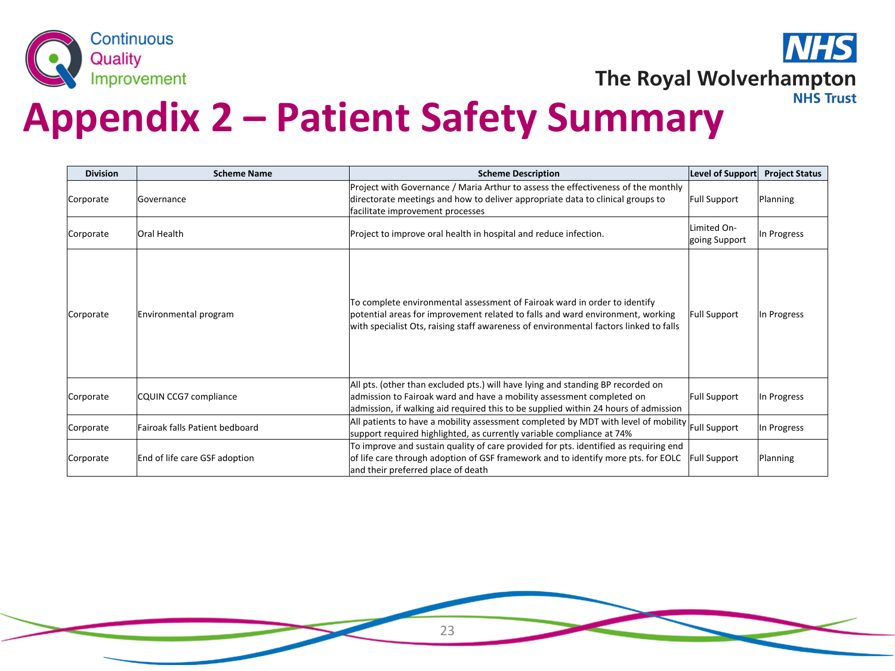# Appendix 2 – Patient Safety Summary

| Division | Scheme Name | Scheme Description | Level of Support | Project Status |
|---|---|---|---|---|
| Corporate | Governance | Project with Governance / Maria Arthur to assess the effectiveness of the monthly directorate meetings and how to deliver appropriate data to clinical groups to facilitate improvement processes | Full Support | Planning |
| Corporate | Oral Health | Project to improve oral health in hospital and reduce infection. | Limited On-going Support | In Progress |
| Corporate | Environmental program | To complete environmental assessment of Fairoak ward in order to identify potential areas for improvement related to falls and ward environment, working with specialist Ots, raising staff awareness of environmental factors linked to falls | Full Support | In Progress |
| Corporate | CQUIN CCG7 compliance | All pts. (other than excluded pts.) will have lying and standing BP recorded on admission to Fairoak ward and have a mobility assessment completed on admission, if walking aid required this to be supplied within 24 hours of admission | Full Support | In Progress |
| Corporate | Fairoak falls Patient bedboard | All patients to have a mobility assessment completed by MDT with level of mobility support required highlighted, as currently variable compliance at 74% | Full Support | In Progress |
| Corporate | End of life care GSF adoption | To improve and sustain quality of care provided for pts. identified as requiring end of life care through adoption of GSF framework and to identify more pts. for EOLC and their preferred place of death | Full Support | Planning |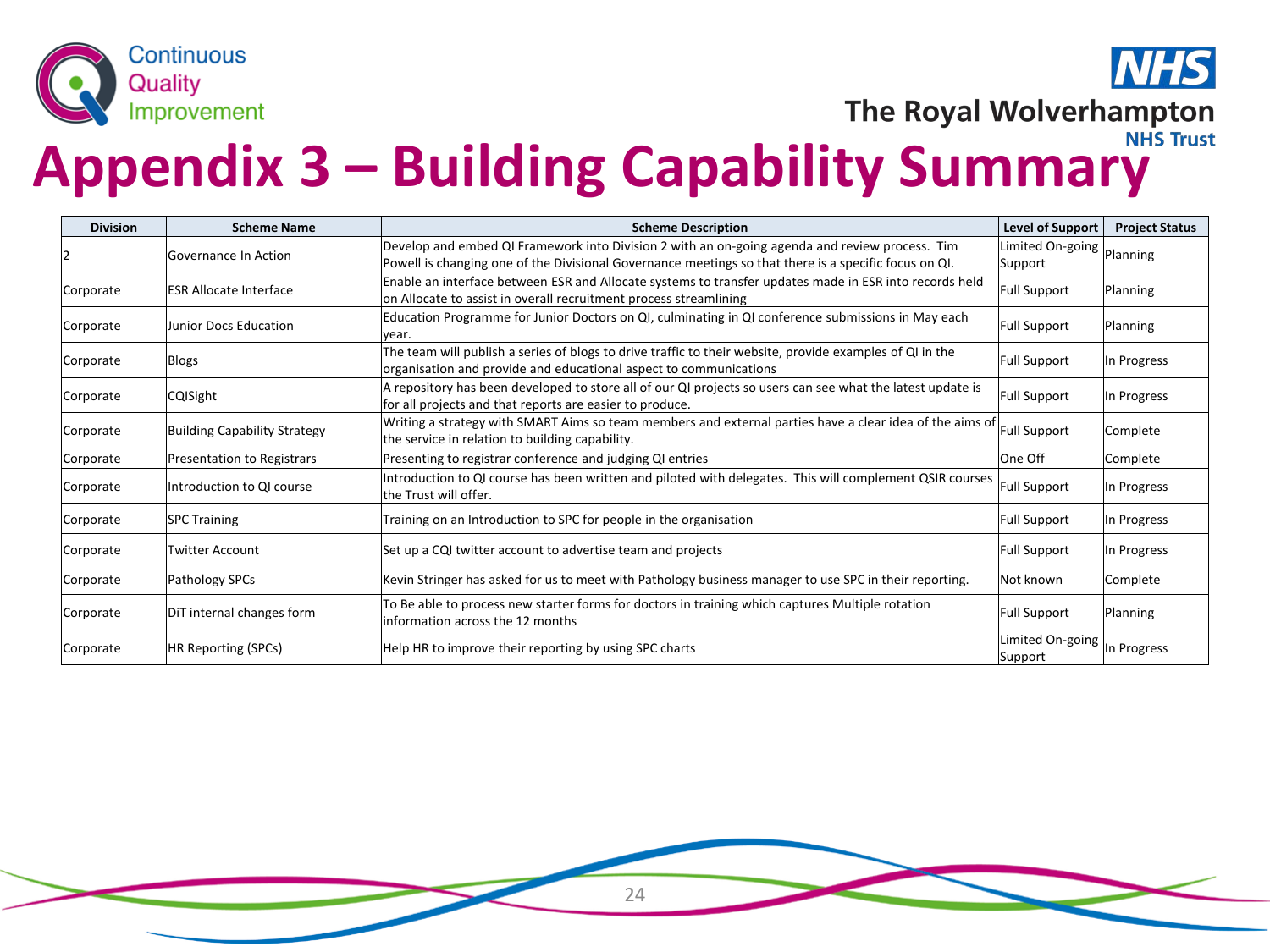# Appendix 3 – Building Capability Summary

| Division | Scheme Name | Scheme Description | Level of Support | Project Status |
|---|---|---|---|---|
| 2 | Governance In Action | Develop and embed QI Framework into Division 2 with an on-going agenda and review process. Tim Powell is changing one of the Divisional Governance meetings so that there is a specific focus on QI. | Limited On-going Support | Planning |
| Corporate | ESR Allocate Interface | Enable an interface between ESR and Allocate systems to transfer updates made in ESR into records held on Allocate to assist in overall recruitment process streamlining | Full Support | Planning |
| Corporate | Junior Docs Education | Education Programme for Junior Doctors on QI, culminating in QI conference submissions in May each year. | Full Support | Planning |
| Corporate | Blogs | The team will publish a series of blogs to drive traffic to their website, provide examples of QI in the organisation and provide and educational aspect to communications | Full Support | In Progress |
| Corporate | CQISight | A repository has been developed to store all of our QI projects so users can see what the latest update is for all projects and that reports are easier to produce. | Full Support | In Progress |
| Corporate | Building Capability Strategy | Writing a strategy with SMART Aims so team members and external parties have a clear idea of the aims of the service in relation to building capability. | Full Support | Complete |
| Corporate | Presentation to Registrars | Presenting to registrar conference and judging QI entries | One Off | Complete |
| Corporate | Introduction to QI course | Introduction to QI course has been written and piloted with delegates. This will complement QSIR courses the Trust will offer. | Full Support | In Progress |
| Corporate | SPC Training | Training on an Introduction to SPC for people in the organisation | Full Support | In Progress |
| Corporate | Twitter Account | Set up a CQI twitter account to advertise team and projects | Full Support | In Progress |
| Corporate | Pathology SPCs | Kevin Stringer has asked for us to meet with Pathology business manager to use SPC in their reporting. | Not known | Complete |
| Corporate | DiT internal changes form | To Be able to process new starter forms for doctors in training which captures Multiple rotation information across the 12 months | Full Support | Planning |
| Corporate | HR Reporting (SPCs) | Help HR to improve their reporting by using SPC charts | Limited On-going Support | In Progress |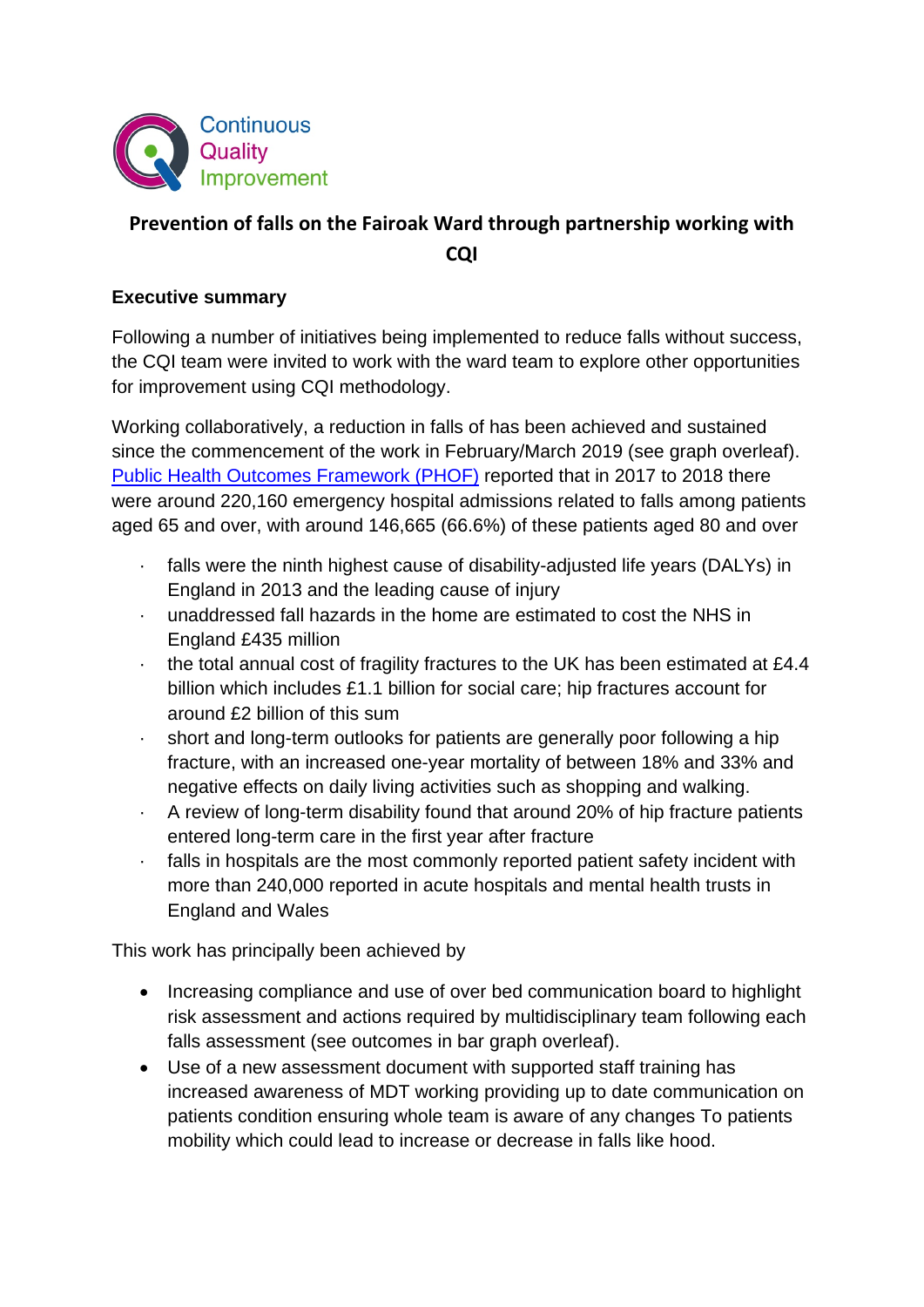Continuous Quality Improvement

## Prevention of falls on the Fairoak Ward through partnership working with CQI

**Executive summary**

Following a number of initiatives being implemented to reduce falls without success, the CQI team were invited to work with the ward team to explore other opportunities for improvement using CQI methodology.

Working collaboratively, a reduction in falls of has been achieved and sustained since the commencement of the work in February/March 2019 (see graph overleaf). [Public Health Outcomes Framework (PHOF)] reported that in 2017 to 2018 there were around 220,160 emergency hospital admissions related to falls among patients aged 65 and over, with around 146,665 (66.6%) of these patients aged 80 and over

- falls were the ninth highest cause of disability-adjusted life years (DALYs) in England in 2013 and the leading cause of injury
- unaddressed fall hazards in the home are estimated to cost the NHS in England £435 million
- the total annual cost of fragility fractures to the UK has been estimated at £4.4 billion which includes £1.1 billion for social care; hip fractures account for around £2 billion of this sum
- short and long-term outlooks for patients are generally poor following a hip fracture, with an increased one-year mortality of between 18% and 33% and negative effects on daily living activities such as shopping and walking.
- A review of long-term disability found that around 20% of hip fracture patients entered long-term care in the first year after fracture
- falls in hospitals are the most commonly reported patient safety incident with more than 240,000 reported in acute hospitals and mental health trusts in England and Wales

This work has principally been achieved by

- Increasing compliance and use of over bed communication board to highlight risk assessment and actions required by multidisciplinary team following each falls assessment (see outcomes in bar graph overleaf).
- Use of a new assessment document with supported staff training has increased awareness of MDT working providing up to date communication on patients condition ensuring whole team is aware of any changes To patients mobility which could lead to increase or decrease in falls like hood.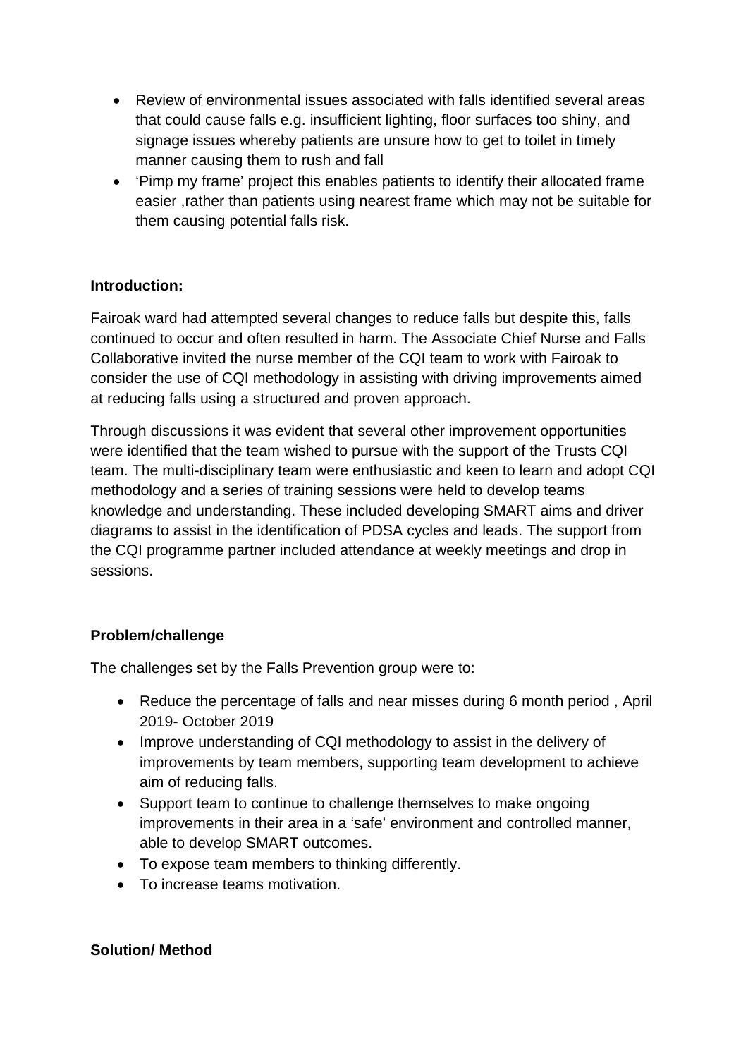- Review of environmental issues associated with falls identified several areas that could cause falls e.g. insufficient lighting, floor surfaces too shiny, and signage issues whereby patients are unsure how to get to toilet in timely manner causing them to rush and fall
- 'Pimp my frame' project this enables patients to identify their allocated frame easier ,rather than patients using nearest frame which may not be suitable for them causing potential falls risk.

**Introduction:**

Fairoak ward had attempted several changes to reduce falls but despite this, falls continued to occur and often resulted in harm. The Associate Chief Nurse and Falls Collaborative invited the nurse member of the CQI team to work with Fairoak to consider the use of CQI methodology in assisting with driving improvements aimed at reducing falls using a structured and proven approach.

Through discussions it was evident that several other improvement opportunities were identified that the team wished to pursue with the support of the Trusts CQI team. The multi-disciplinary team were enthusiastic and keen to learn and adopt CQI methodology and a series of training sessions were held to develop teams knowledge and understanding. These included developing SMART aims and driver diagrams to assist in the identification of PDSA cycles and leads. The support from the CQI programme partner included attendance at weekly meetings and drop in sessions.

**Problem/challenge**

The challenges set by the Falls Prevention group were to:

- Reduce the percentage of falls and near misses during 6 month period , April 2019- October 2019
- Improve understanding of CQI methodology to assist in the delivery of improvements by team members, supporting team development to achieve aim of reducing falls.
- Support team to continue to challenge themselves to make ongoing improvements in their area in a 'safe' environment and controlled manner, able to develop SMART outcomes.
- To expose team members to thinking differently.
- To increase teams motivation.

**Solution/ Method**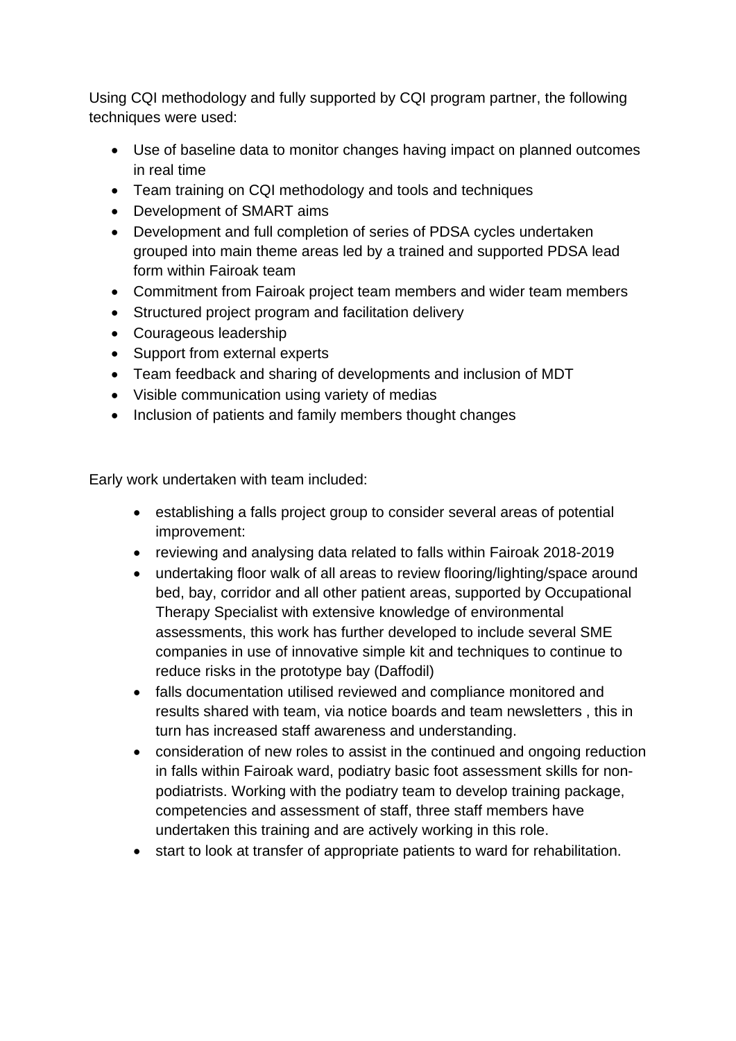Using CQI methodology and fully supported by CQI program partner, the following techniques were used:

- Use of baseline data to monitor changes having impact on planned outcomes in real time
- Team training on CQI methodology and tools and techniques
- Development of SMART aims
- Development and full completion of series of PDSA cycles undertaken grouped into main theme areas led by a trained and supported PDSA lead form within Fairoak team
- Commitment from Fairoak project team members and wider team members
- Structured project program and facilitation delivery
- Courageous leadership
- Support from external experts
- Team feedback and sharing of developments and inclusion of MDT
- Visible communication using variety of medias
- Inclusion of patients and family members thought changes

Early work undertaken with team included:

- establishing a falls project group to consider several areas of potential improvement:
- reviewing and analysing data related to falls within Fairoak 2018-2019
- undertaking floor walk of all areas to review flooring/lighting/space around bed, bay, corridor and all other patient areas, supported by Occupational Therapy Specialist with extensive knowledge of environmental assessments, this work has further developed to include several SME companies in use of innovative simple kit and techniques to continue to reduce risks in the prototype bay (Daffodil)
- falls documentation utilised reviewed and compliance monitored and results shared with team, via notice boards and team newsletters , this in turn has increased staff awareness and understanding.
- consideration of new roles to assist in the continued and ongoing reduction in falls within Fairoak ward, podiatry basic foot assessment skills for non-podiatrists. Working with the podiatry team to develop training package, competencies and assessment of staff, three staff members have undertaken this training and are actively working in this role.
- start to look at transfer of appropriate patients to ward for rehabilitation.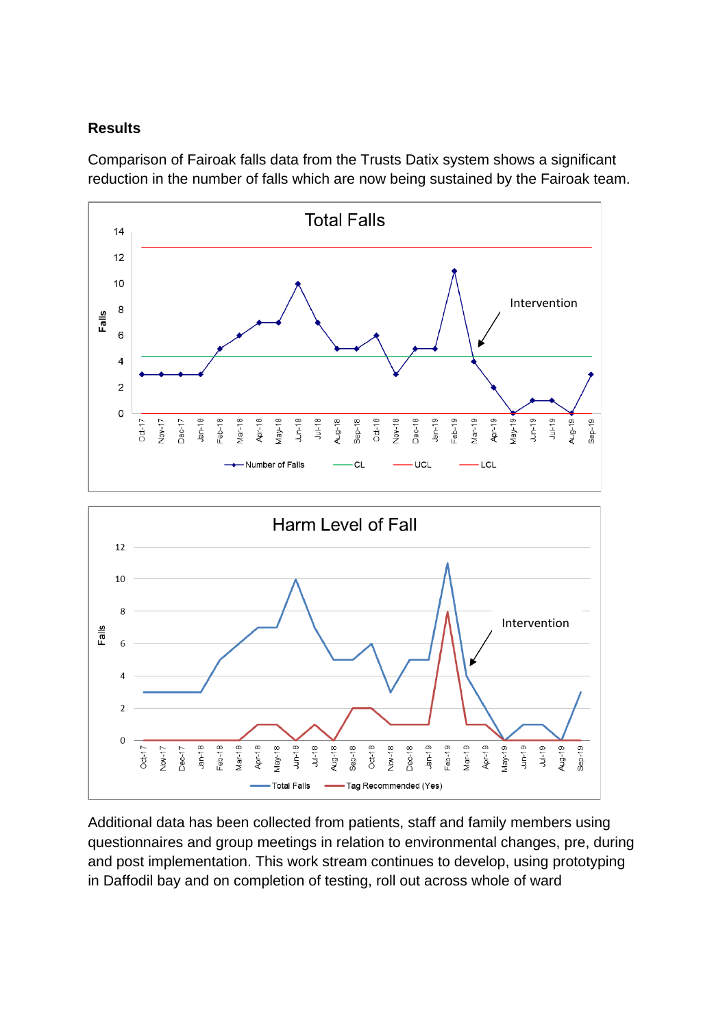## Results

Comparison of Fairoak falls data from the Trusts Datix system shows a significant reduction in the number of falls which are now being sustained by the Fairoak team.

Additional data has been collected from patients, staff and family members using questionnaires and group meetings in relation to environmental changes, pre, during and post implementation. This work stream continues to develop, using prototyping in Daffodil bay and on completion of testing, roll out across whole of ward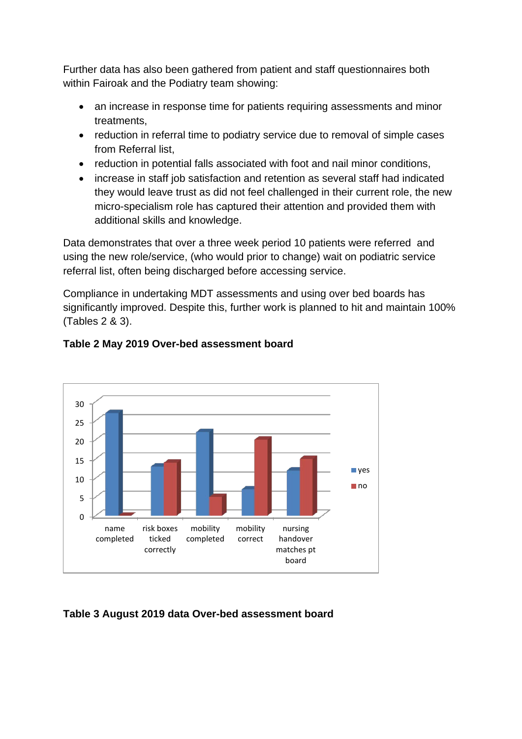Further data has also been gathered from patient and staff questionnaires both within Fairoak and the Podiatry team showing:

- an increase in response time for patients requiring assessments and minor treatments,
- reduction in referral time to podiatry service due to removal of simple cases from Referral list,
- reduction in potential falls associated with foot and nail minor conditions,
- increase in staff job satisfaction and retention as several staff had indicated they would leave trust as did not feel challenged in their current role, the new micro-specialism role has captured their attention and provided them with additional skills and knowledge.

Data demonstrates that over a three week period 10 patients were referred and using the new role/service, (who would prior to change) wait on podiatric service referral list, often being discharged before accessing service.

Compliance in undertaking MDT assessments and using over bed boards has significantly improved. Despite this, further work is planned to hit and maintain 100% (Tables 2 & 3).

**Table 2 May 2019 Over-bed assessment board**

| | yes | no |
|---|---|---|
| name completed | 27 | 0 |
| risk boxes ticked correctly | 13 | 14 |
| mobility completed | 22 | 5 |
| mobility correct | 7 | 20 |
| nursing handover matches pt board | 12 | 15 |

**Table 3 August 2019 data Over-bed assessment board**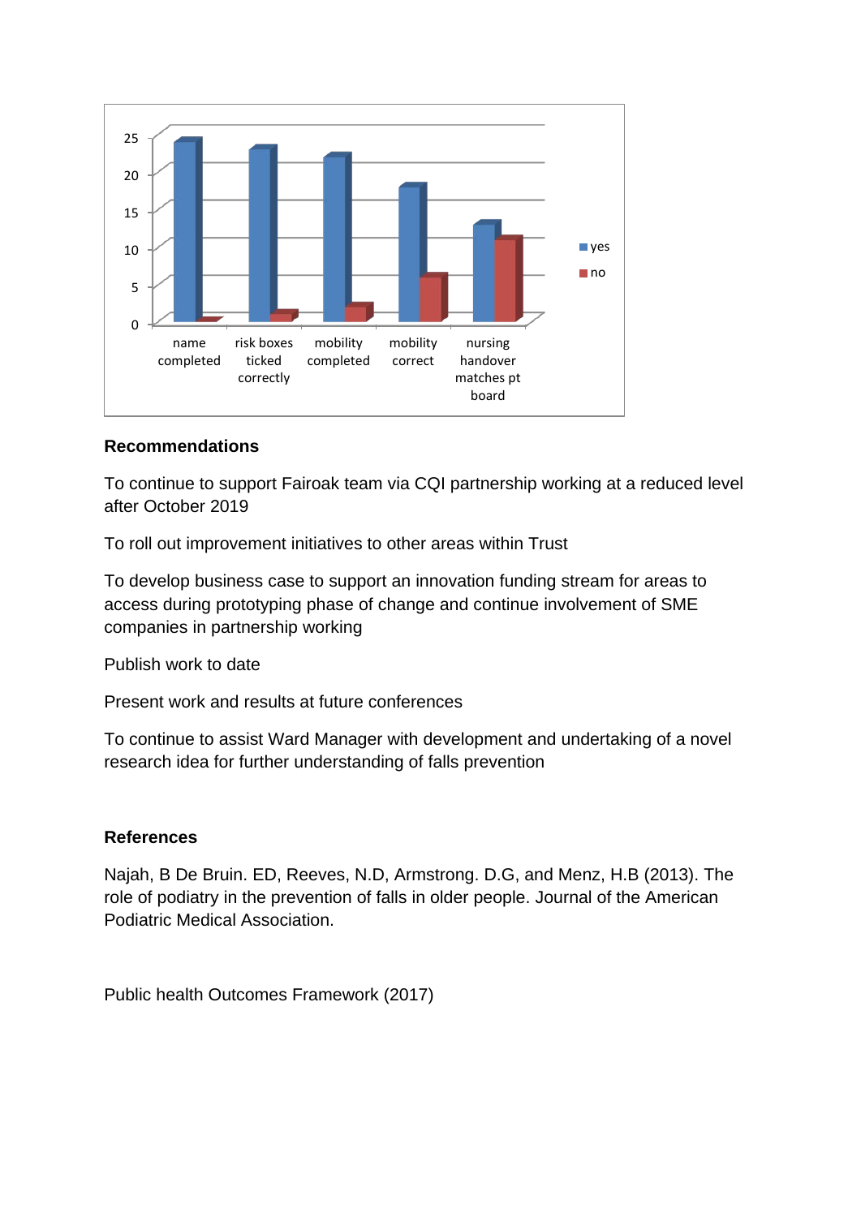25
20
15
10
5
0

name completed
risk boxes ticked correctly
mobility completed
mobility correct
nursing handover matches pt board

yes
no

**Recommendations**

To continue to support Fairoak team via CQI partnership working at a reduced level after October 2019

To roll out improvement initiatives to other areas within Trust

To develop business case to support an innovation funding stream for areas to access during prototyping phase of change and continue involvement of SME companies in partnership working

Publish work to date

Present work and results at future conferences

To continue to assist Ward Manager with development and undertaking of a novel research idea for further understanding of falls prevention

**References**

Najah, B De Bruin. ED, Reeves, N.D, Armstrong. D.G, and Menz, H.B (2013). The role of podiatry in the prevention of falls in older people. Journal of the American Podiatric Medical Association.

Public health Outcomes Framework (2017)